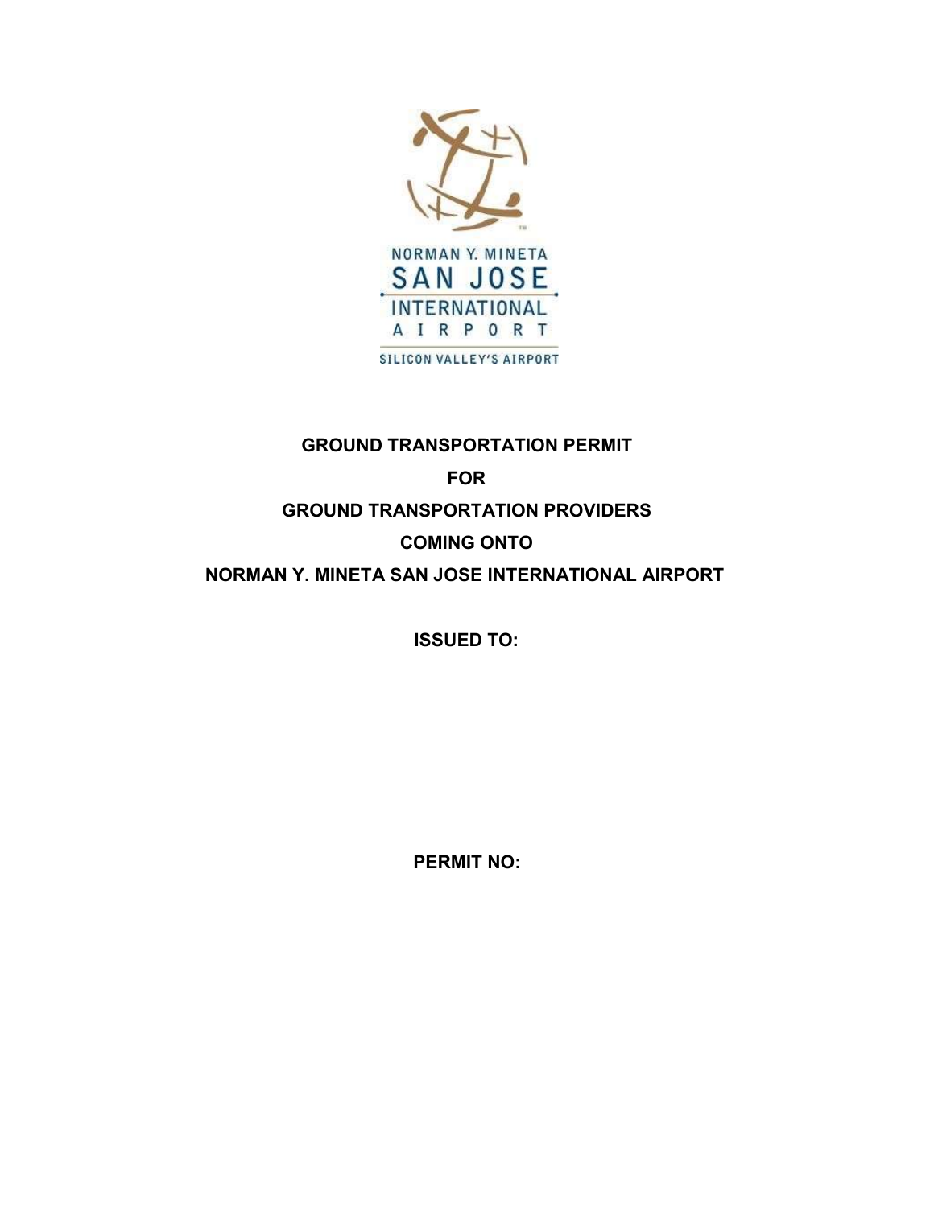NORMAN Y. MINETA SAN JOSE INTERNATIONAL AIRPORT

SILICON VALLEY'S AIRPORT

# GROUND TRANSPORTATION PERMIT

# FOR

# GROUND TRANSPORTATION PROVIDERS

# COMING ONTO

# NORMAN Y. MINETA SAN JOSE INTERNATIONAL AIRPORT

**ISSUED TO:**

**PERMIT NO:**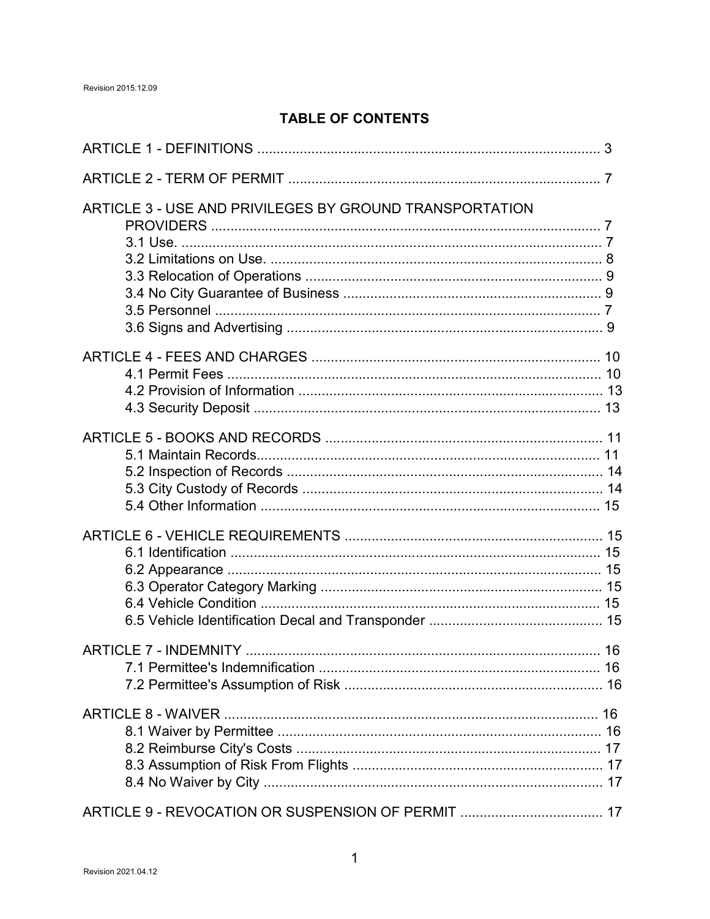## TABLE OF CONTENTS

ARTICLE 1 - DEFINITIONS ........................................................................................ 3

ARTICLE 2 - TERM OF PERMIT ................................................................................ 7

ARTICLE 3 - USE AND PRIVILEGES BY GROUND TRANSPORTATION PROVIDERS .................................................................................................... 7
- 3.1 Use. ............................................................................................................ 7
- 3.2 Limitations on Use. ...................................................................................... 8
- 3.3 Relocation of Operations ............................................................................ 9
- 3.4 No City Guarantee of Business .................................................................. 9
- 3.5 Personnel ................................................................................................... 7
- 3.6 Signs and Advertising ................................................................................. 9

ARTICLE 4 - FEES AND CHARGES .......................................................................... 10
- 4.1 Permit Fees ................................................................................................ 10
- 4.2 Provision of Information .............................................................................. 13
- 4.3 Security Deposit .......................................................................................... 13

ARTICLE 5 - BOOKS AND RECORDS ...................................................................... 11
- 5.1 Maintain Records........................................................................................ 11
- 5.2 Inspection of Records ................................................................................. 14
- 5.3 City Custody of Records ............................................................................. 14
- 5.4 Other Information ........................................................................................ 15

ARTICLE 6 - VEHICLE REQUIREMENTS .................................................................. 15
- 6.1 Identification ................................................................................................ 15
- 6.2 Appearance ................................................................................................. 15
- 6.3 Operator Category Marking ......................................................................... 15
- 6.4 Vehicle Condition ........................................................................................ 15
- 6.5 Vehicle Identification Decal and Transponder ............................................. 15

ARTICLE 7 - INDEMNITY ........................................................................................... 16
- 7.1 Permittee's Indemnification ......................................................................... 16
- 7.2 Permittee's Assumption of Risk .................................................................. 16

ARTICLE 8 - WAIVER ................................................................................................ 16
- 8.1 Waiver by Permittee .................................................................................... 16
- 8.2 Reimburse City's Costs ............................................................................... 17
- 8.3 Assumption of Risk From Flights ................................................................ 17
- 8.4 No Waiver by City ........................................................................................ 17

ARTICLE 9 - REVOCATION OR SUSPENSION OF PERMIT ..................................... 17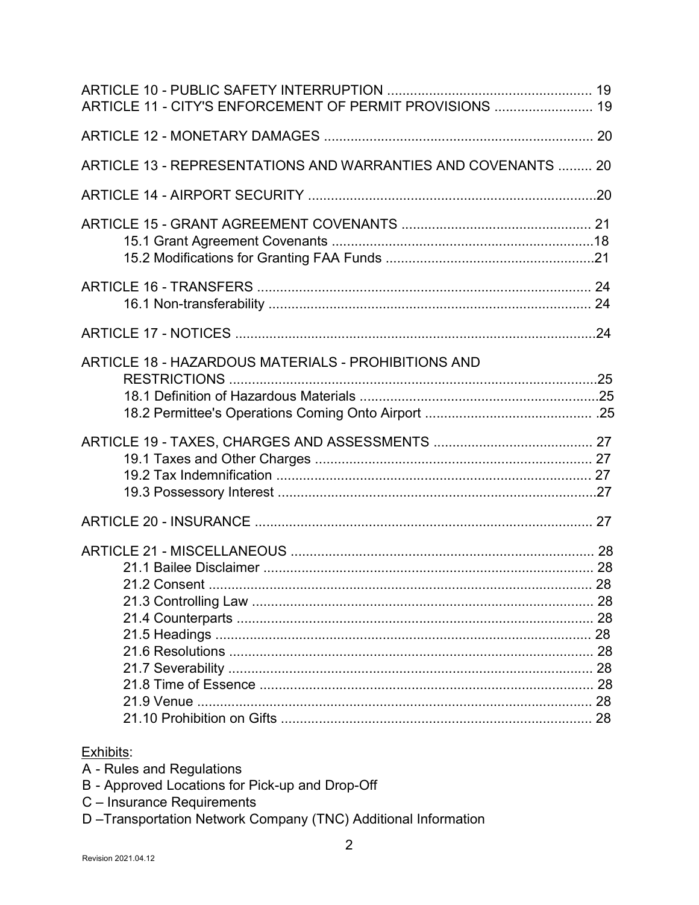ARTICLE 10 - PUBLIC SAFETY INTERRUPTION ...................................................... 19
ARTICLE 11 - CITY'S ENFORCEMENT OF PERMIT PROVISIONS .......................... 19

ARTICLE 12 - MONETARY DAMAGES ....................................................................... 20

ARTICLE 13 - REPRESENTATIONS AND WARRANTIES AND COVENANTS ......... 20

ARTICLE 14 - AIRPORT SECURITY ...........................................................................20

ARTICLE 15 - GRANT AGREEMENT COVENANTS .................................................. 21
- 15.1 Grant Agreement Covenants .....................................................................18
- 15.2 Modifications for Granting FAA Funds .......................................................21

ARTICLE 16 - TRANSFERS ........................................................................................ 24
- 16.1 Non-transferability ...................................................................................... 24

ARTICLE 17 - NOTICES ...............................................................................................24

ARTICLE 18 - HAZARDOUS MATERIALS - PROHIBITIONS AND RESTRICTIONS .................................................................................................25
- 18.1 Definition of Hazardous Materials ..............................................................25
- 18.2 Permittee's Operations Coming Onto Airport ............................................ .25

ARTICLE 19 - TAXES, CHARGES AND ASSESSMENTS .......................................... 27
- 19.1 Taxes and Other Charges .......................................................................... 27
- 19.2 Tax Indemnification ................................................................................... 27
- 19.3 Possessory Interest ....................................................................................27

ARTICLE 20 - INSURANCE ......................................................................................... 27

ARTICLE 21 - MISCELLANEOUS ................................................................................ 28
- 21.1 Bailee Disclaimer ....................................................................................... 28
- 21.2 Consent ...................................................................................................... 28
- 21.3 Controlling Law .......................................................................................... 28
- 21.4 Counterparts .............................................................................................. 28
- 21.5 Headings ................................................................................................... 28
- 21.6 Resolutions ................................................................................................ 28
- 21.7 Severability ................................................................................................ 28
- 21.8 Time of Essence ........................................................................................ 28
- 21.9 Venue ......................................................................................................... 28
- 21.10 Prohibition on Gifts .................................................................................. 28

Exhibits:
- A - Rules and Regulations
- B - Approved Locations for Pick-up and Drop-Off
- C – Insurance Requirements
- D –Transportation Network Company (TNC) Additional Information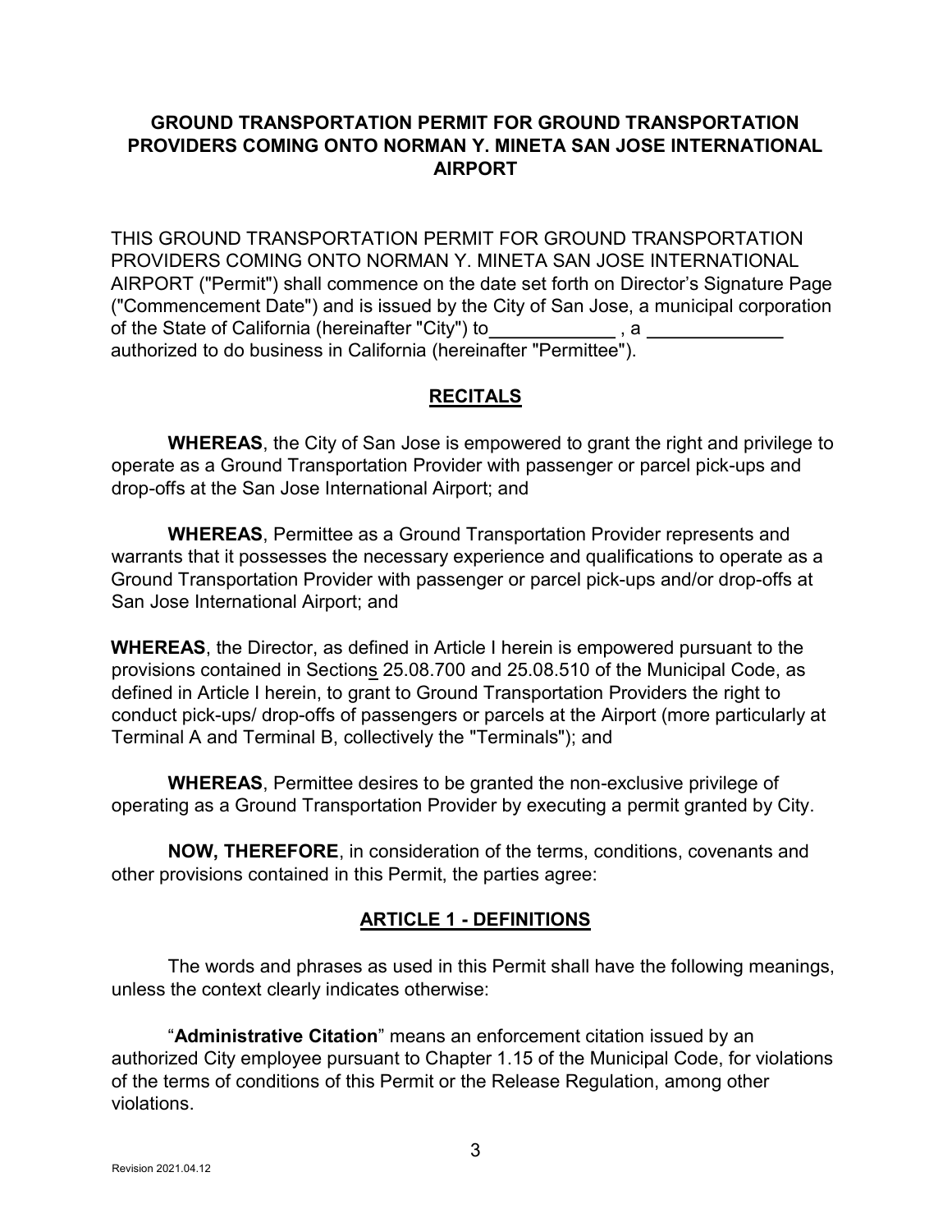## GROUND TRANSPORTATION PERMIT FOR GROUND TRANSPORTATION PROVIDERS COMING ONTO NORMAN Y. MINETA SAN JOSE INTERNATIONAL AIRPORT

THIS GROUND TRANSPORTATION PERMIT FOR GROUND TRANSPORTATION PROVIDERS COMING ONTO NORMAN Y. MINETA SAN JOSE INTERNATIONAL AIRPORT ("Permit") shall commence on the date set forth on Director's Signature Page ("Commencement Date") and is issued by the City of San Jose, a municipal corporation of the State of California (hereinafter "City") to____________ , a _____________ authorized to do business in California (hereinafter "Permittee").

### RECITALS

**WHEREAS**, the City of San Jose is empowered to grant the right and privilege to operate as a Ground Transportation Provider with passenger or parcel pick-ups and drop-offs at the San Jose International Airport; and

**WHEREAS**, Permittee as a Ground Transportation Provider represents and warrants that it possesses the necessary experience and qualifications to operate as a Ground Transportation Provider with passenger or parcel pick-ups and/or drop-offs at San Jose International Airport; and

**WHEREAS**, the Director, as defined in Article I herein is empowered pursuant to the provisions contained in Sections 25.08.700 and 25.08.510 of the Municipal Code, as defined in Article I herein, to grant to Ground Transportation Providers the right to conduct pick-ups/ drop-offs of passengers or parcels at the Airport (more particularly at Terminal A and Terminal B, collectively the "Terminals"); and

**WHEREAS**, Permittee desires to be granted the non-exclusive privilege of operating as a Ground Transportation Provider by executing a permit granted by City.

**NOW, THEREFORE**, in consideration of the terms, conditions, covenants and other provisions contained in this Permit, the parties agree:

### ARTICLE 1 - DEFINITIONS

The words and phrases as used in this Permit shall have the following meanings, unless the context clearly indicates otherwise:

"**Administrative Citation**" means an enforcement citation issued by an authorized City employee pursuant to Chapter 1.15 of the Municipal Code, for violations of the terms of conditions of this Permit or the Release Regulation, among other violations.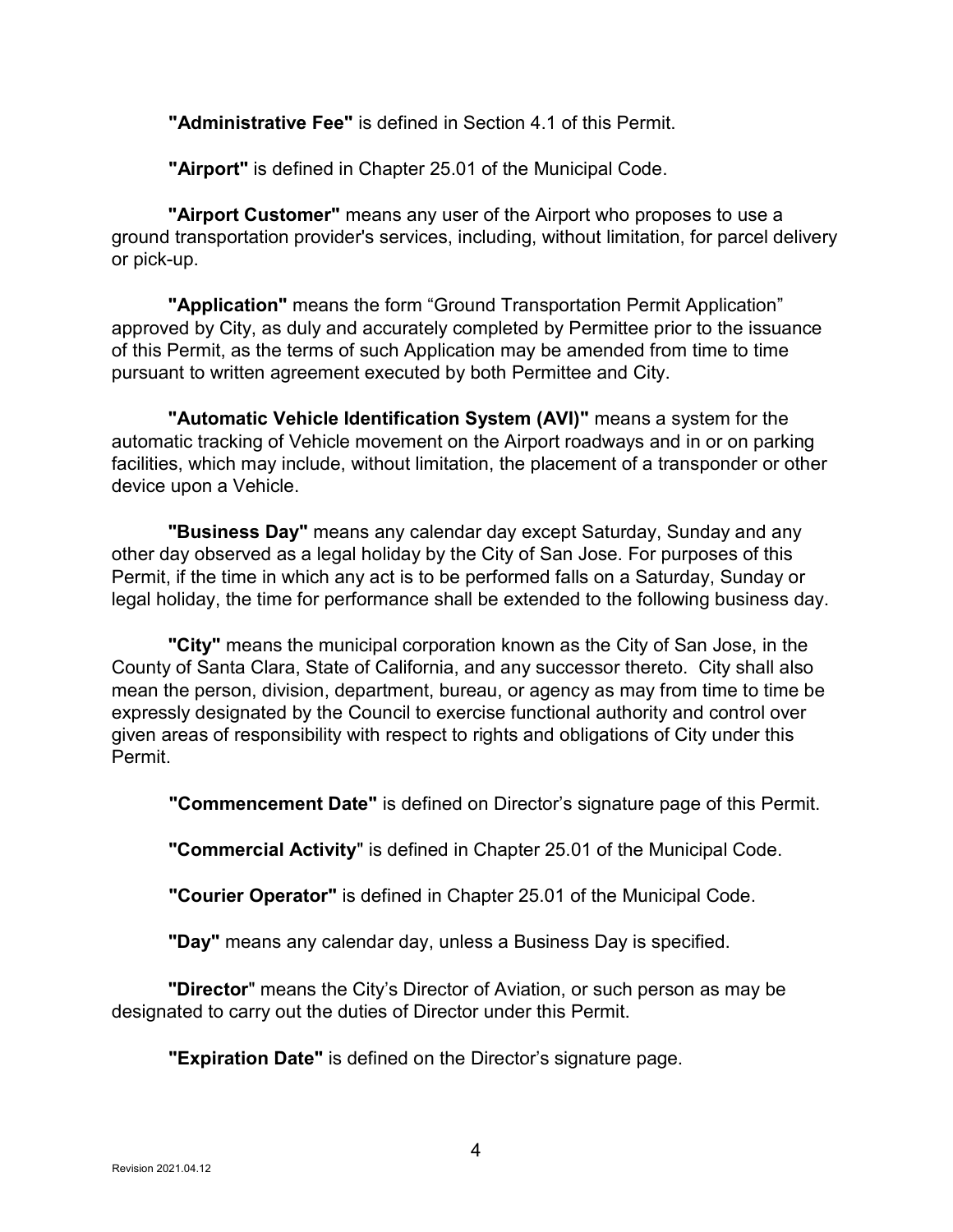**"Administrative Fee"** is defined in Section 4.1 of this Permit.

**"Airport"** is defined in Chapter 25.01 of the Municipal Code.

**"Airport Customer"** means any user of the Airport who proposes to use a ground transportation provider's services, including, without limitation, for parcel delivery or pick-up.

**"Application"** means the form "Ground Transportation Permit Application" approved by City, as duly and accurately completed by Permittee prior to the issuance of this Permit, as the terms of such Application may be amended from time to time pursuant to written agreement executed by both Permittee and City.

**"Automatic Vehicle Identification System (AVI)"** means a system for the automatic tracking of Vehicle movement on the Airport roadways and in or on parking facilities, which may include, without limitation, the placement of a transponder or other device upon a Vehicle.

**"Business Day"** means any calendar day except Saturday, Sunday and any other day observed as a legal holiday by the City of San Jose. For purposes of this Permit, if the time in which any act is to be performed falls on a Saturday, Sunday or legal holiday, the time for performance shall be extended to the following business day.

**"City"** means the municipal corporation known as the City of San Jose, in the County of Santa Clara, State of California, and any successor thereto. City shall also mean the person, division, department, bureau, or agency as may from time to time be expressly designated by the Council to exercise functional authority and control over given areas of responsibility with respect to rights and obligations of City under this Permit.

**"Commencement Date"** is defined on Director's signature page of this Permit.

**"Commercial Activity"** is defined in Chapter 25.01 of the Municipal Code.

**"Courier Operator"** is defined in Chapter 25.01 of the Municipal Code.

**"Day"** means any calendar day, unless a Business Day is specified.

**"Director"** means the City's Director of Aviation, or such person as may be designated to carry out the duties of Director under this Permit.

**"Expiration Date"** is defined on the Director's signature page.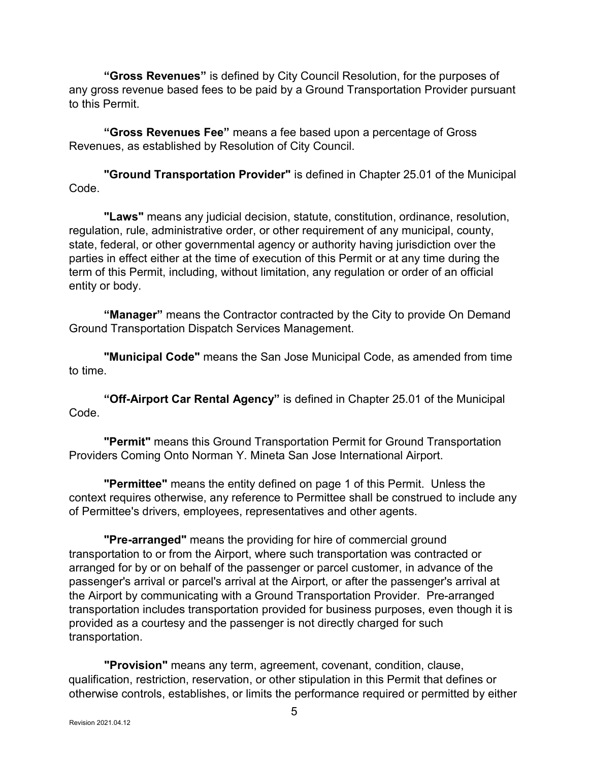**"Gross Revenues"** is defined by City Council Resolution, for the purposes of any gross revenue based fees to be paid by a Ground Transportation Provider pursuant to this Permit.

**"Gross Revenues Fee"** means a fee based upon a percentage of Gross Revenues, as established by Resolution of City Council.

**"Ground Transportation Provider"** is defined in Chapter 25.01 of the Municipal Code.

**"Laws"** means any judicial decision, statute, constitution, ordinance, resolution, regulation, rule, administrative order, or other requirement of any municipal, county, state, federal, or other governmental agency or authority having jurisdiction over the parties in effect either at the time of execution of this Permit or at any time during the term of this Permit, including, without limitation, any regulation or order of an official entity or body.

**"Manager"** means the Contractor contracted by the City to provide On Demand Ground Transportation Dispatch Services Management.

**"Municipal Code"** means the San Jose Municipal Code, as amended from time to time.

**"Off-Airport Car Rental Agency"** is defined in Chapter 25.01 of the Municipal Code.

**"Permit"** means this Ground Transportation Permit for Ground Transportation Providers Coming Onto Norman Y. Mineta San Jose International Airport.

**"Permittee"** means the entity defined on page 1 of this Permit. Unless the context requires otherwise, any reference to Permittee shall be construed to include any of Permittee's drivers, employees, representatives and other agents.

**"Pre-arranged"** means the providing for hire of commercial ground transportation to or from the Airport, where such transportation was contracted or arranged for by or on behalf of the passenger or parcel customer, in advance of the passenger's arrival or parcel's arrival at the Airport, or after the passenger's arrival at the Airport by communicating with a Ground Transportation Provider. Pre-arranged transportation includes transportation provided for business purposes, even though it is provided as a courtesy and the passenger is not directly charged for such transportation.

**"Provision"** means any term, agreement, covenant, condition, clause, qualification, restriction, reservation, or other stipulation in this Permit that defines or otherwise controls, establishes, or limits the performance required or permitted by either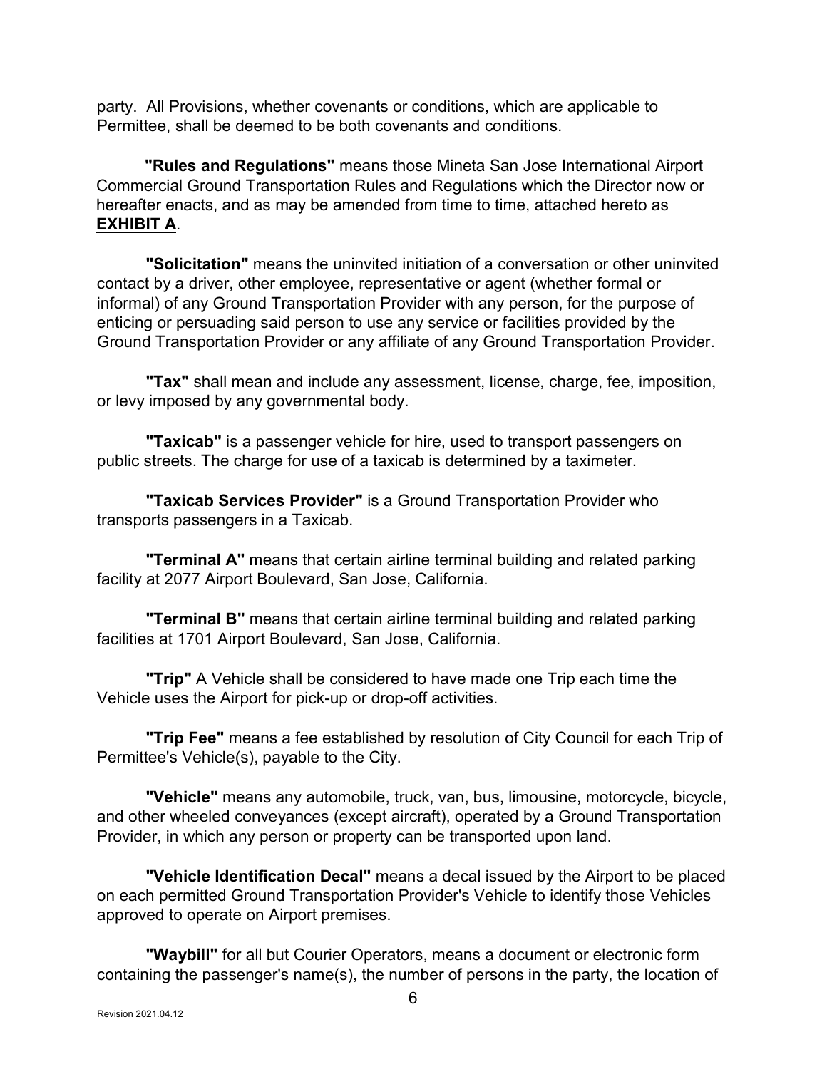party. All Provisions, whether covenants or conditions, which are applicable to Permittee, shall be deemed to be both covenants and conditions.

**"Rules and Regulations"** means those Mineta San Jose International Airport Commercial Ground Transportation Rules and Regulations which the Director now or hereafter enacts, and as may be amended from time to time, attached hereto as **EXHIBIT A**.

**"Solicitation"** means the uninvited initiation of a conversation or other uninvited contact by a driver, other employee, representative or agent (whether formal or informal) of any Ground Transportation Provider with any person, for the purpose of enticing or persuading said person to use any service or facilities provided by the Ground Transportation Provider or any affiliate of any Ground Transportation Provider.

**"Tax"** shall mean and include any assessment, license, charge, fee, imposition, or levy imposed by any governmental body.

**"Taxicab"** is a passenger vehicle for hire, used to transport passengers on public streets. The charge for use of a taxicab is determined by a taximeter.

**"Taxicab Services Provider"** is a Ground Transportation Provider who transports passengers in a Taxicab.

**"Terminal A"** means that certain airline terminal building and related parking facility at 2077 Airport Boulevard, San Jose, California.

**"Terminal B"** means that certain airline terminal building and related parking facilities at 1701 Airport Boulevard, San Jose, California.

**"Trip"** A Vehicle shall be considered to have made one Trip each time the Vehicle uses the Airport for pick-up or drop-off activities.

**"Trip Fee"** means a fee established by resolution of City Council for each Trip of Permittee's Vehicle(s), payable to the City.

**"Vehicle"** means any automobile, truck, van, bus, limousine, motorcycle, bicycle, and other wheeled conveyances (except aircraft), operated by a Ground Transportation Provider, in which any person or property can be transported upon land.

**"Vehicle Identification Decal"** means a decal issued by the Airport to be placed on each permitted Ground Transportation Provider's Vehicle to identify those Vehicles approved to operate on Airport premises.

**"Waybill"** for all but Courier Operators, means a document or electronic form containing the passenger's name(s), the number of persons in the party, the location of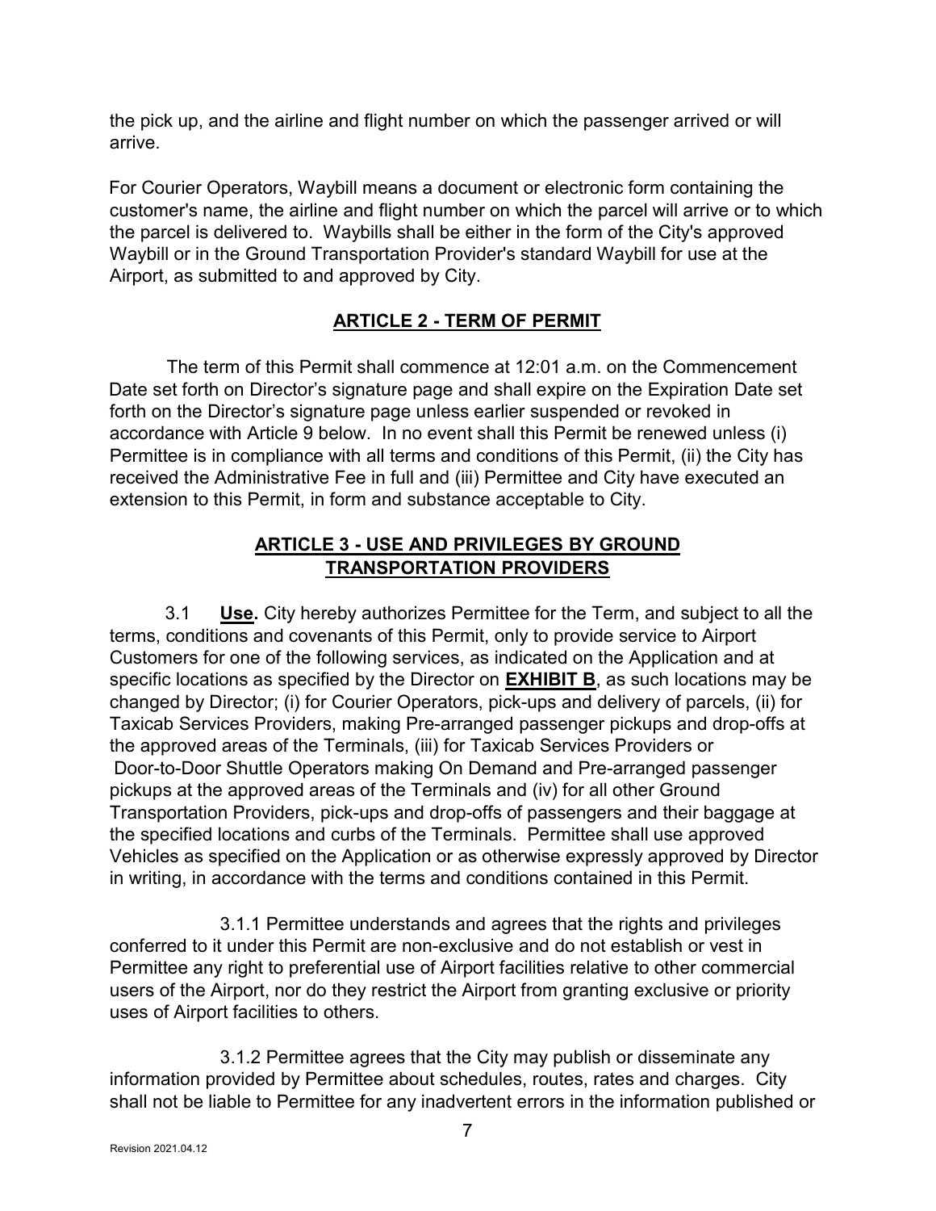the pick up, and the airline and flight number on which the passenger arrived or will arrive.

For Courier Operators, Waybill means a document or electronic form containing the customer's name, the airline and flight number on which the parcel will arrive or to which the parcel is delivered to. Waybills shall be either in the form of the City's approved Waybill or in the Ground Transportation Provider's standard Waybill for use at the Airport, as submitted to and approved by City.

## ARTICLE 2 - TERM OF PERMIT

The term of this Permit shall commence at 12:01 a.m. on the Commencement Date set forth on Director's signature page and shall expire on the Expiration Date set forth on the Director's signature page unless earlier suspended or revoked in accordance with Article 9 below. In no event shall this Permit be renewed unless (i) Permittee is in compliance with all terms and conditions of this Permit, (ii) the City has received the Administrative Fee in full and (iii) Permittee and City have executed an extension to this Permit, in form and substance acceptable to City.

## ARTICLE 3 - USE AND PRIVILEGES BY GROUND TRANSPORTATION PROVIDERS

3.1 **Use.** City hereby authorizes Permittee for the Term, and subject to all the terms, conditions and covenants of this Permit, only to provide service to Airport Customers for one of the following services, as indicated on the Application and at specific locations as specified by the Director on **EXHIBIT B**, as such locations may be changed by Director; (i) for Courier Operators, pick-ups and delivery of parcels, (ii) for Taxicab Services Providers, making Pre-arranged passenger pickups and drop-offs at the approved areas of the Terminals, (iii) for Taxicab Services Providers or Door-to-Door Shuttle Operators making On Demand and Pre-arranged passenger pickups at the approved areas of the Terminals and (iv) for all other Ground Transportation Providers, pick-ups and drop-offs of passengers and their baggage at the specified locations and curbs of the Terminals. Permittee shall use approved Vehicles as specified on the Application or as otherwise expressly approved by Director in writing, in accordance with the terms and conditions contained in this Permit.

3.1.1 Permittee understands and agrees that the rights and privileges conferred to it under this Permit are non-exclusive and do not establish or vest in Permittee any right to preferential use of Airport facilities relative to other commercial users of the Airport, nor do they restrict the Airport from granting exclusive or priority uses of Airport facilities to others.

3.1.2 Permittee agrees that the City may publish or disseminate any information provided by Permittee about schedules, routes, rates and charges. City shall not be liable to Permittee for any inadvertent errors in the information published or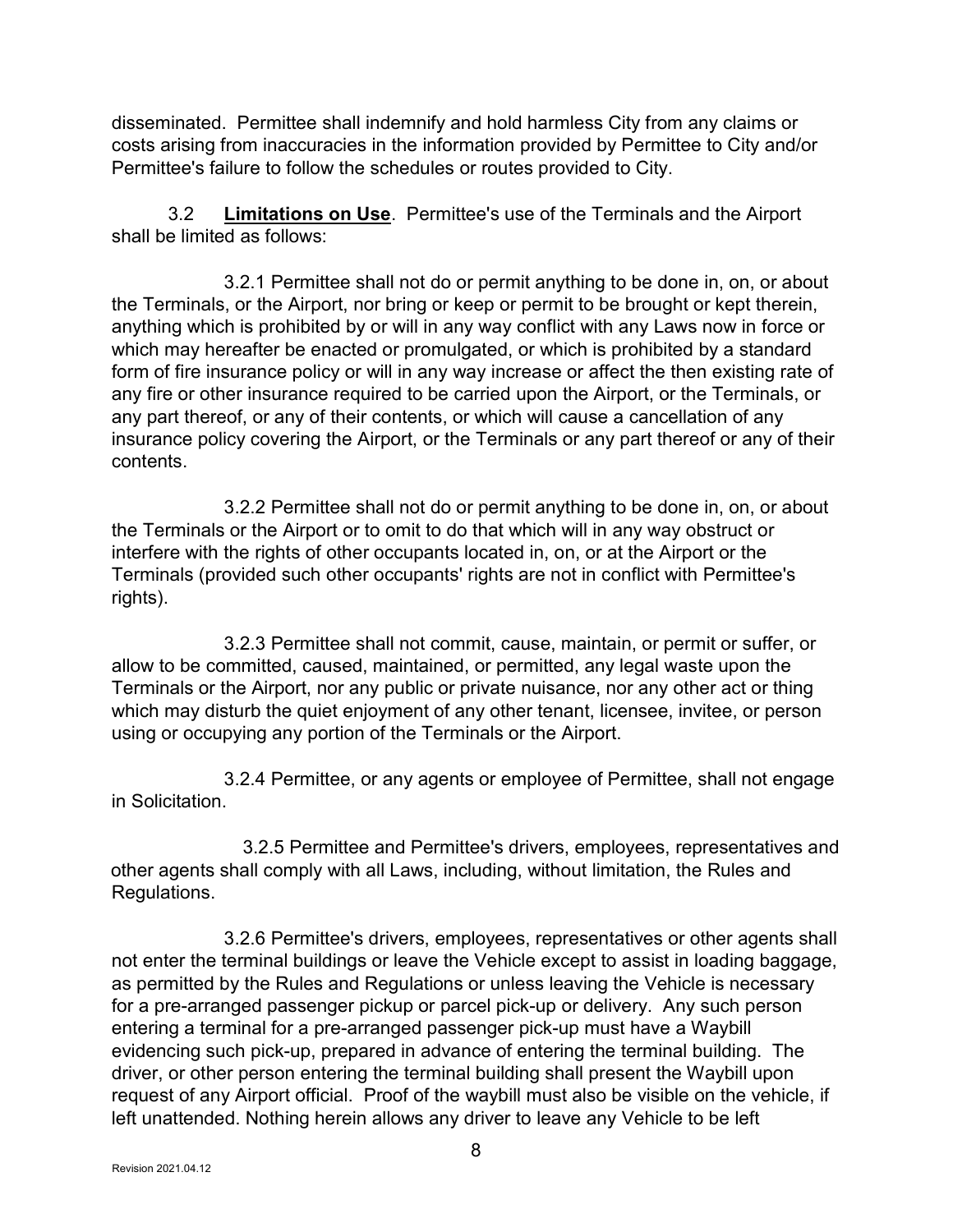disseminated. Permittee shall indemnify and hold harmless City from any claims or costs arising from inaccuracies in the information provided by Permittee to City and/or Permittee's failure to follow the schedules or routes provided to City.

3.2 **Limitations on Use**. Permittee's use of the Terminals and the Airport shall be limited as follows:

3.2.1 Permittee shall not do or permit anything to be done in, on, or about the Terminals, or the Airport, nor bring or keep or permit to be brought or kept therein, anything which is prohibited by or will in any way conflict with any Laws now in force or which may hereafter be enacted or promulgated, or which is prohibited by a standard form of fire insurance policy or will in any way increase or affect the then existing rate of any fire or other insurance required to be carried upon the Airport, or the Terminals, or any part thereof, or any of their contents, or which will cause a cancellation of any insurance policy covering the Airport, or the Terminals or any part thereof or any of their contents.

3.2.2 Permittee shall not do or permit anything to be done in, on, or about the Terminals or the Airport or to omit to do that which will in any way obstruct or interfere with the rights of other occupants located in, on, or at the Airport or the Terminals (provided such other occupants' rights are not in conflict with Permittee's rights).

3.2.3 Permittee shall not commit, cause, maintain, or permit or suffer, or allow to be committed, caused, maintained, or permitted, any legal waste upon the Terminals or the Airport, nor any public or private nuisance, nor any other act or thing which may disturb the quiet enjoyment of any other tenant, licensee, invitee, or person using or occupying any portion of the Terminals or the Airport.

3.2.4 Permittee, or any agents or employee of Permittee, shall not engage in Solicitation.

3.2.5 Permittee and Permittee's drivers, employees, representatives and other agents shall comply with all Laws, including, without limitation, the Rules and Regulations.

3.2.6 Permittee's drivers, employees, representatives or other agents shall not enter the terminal buildings or leave the Vehicle except to assist in loading baggage, as permitted by the Rules and Regulations or unless leaving the Vehicle is necessary for a pre-arranged passenger pickup or parcel pick-up or delivery. Any such person entering a terminal for a pre-arranged passenger pick-up must have a Waybill evidencing such pick-up, prepared in advance of entering the terminal building. The driver, or other person entering the terminal building shall present the Waybill upon request of any Airport official. Proof of the waybill must also be visible on the vehicle, if left unattended. Nothing herein allows any driver to leave any Vehicle to be left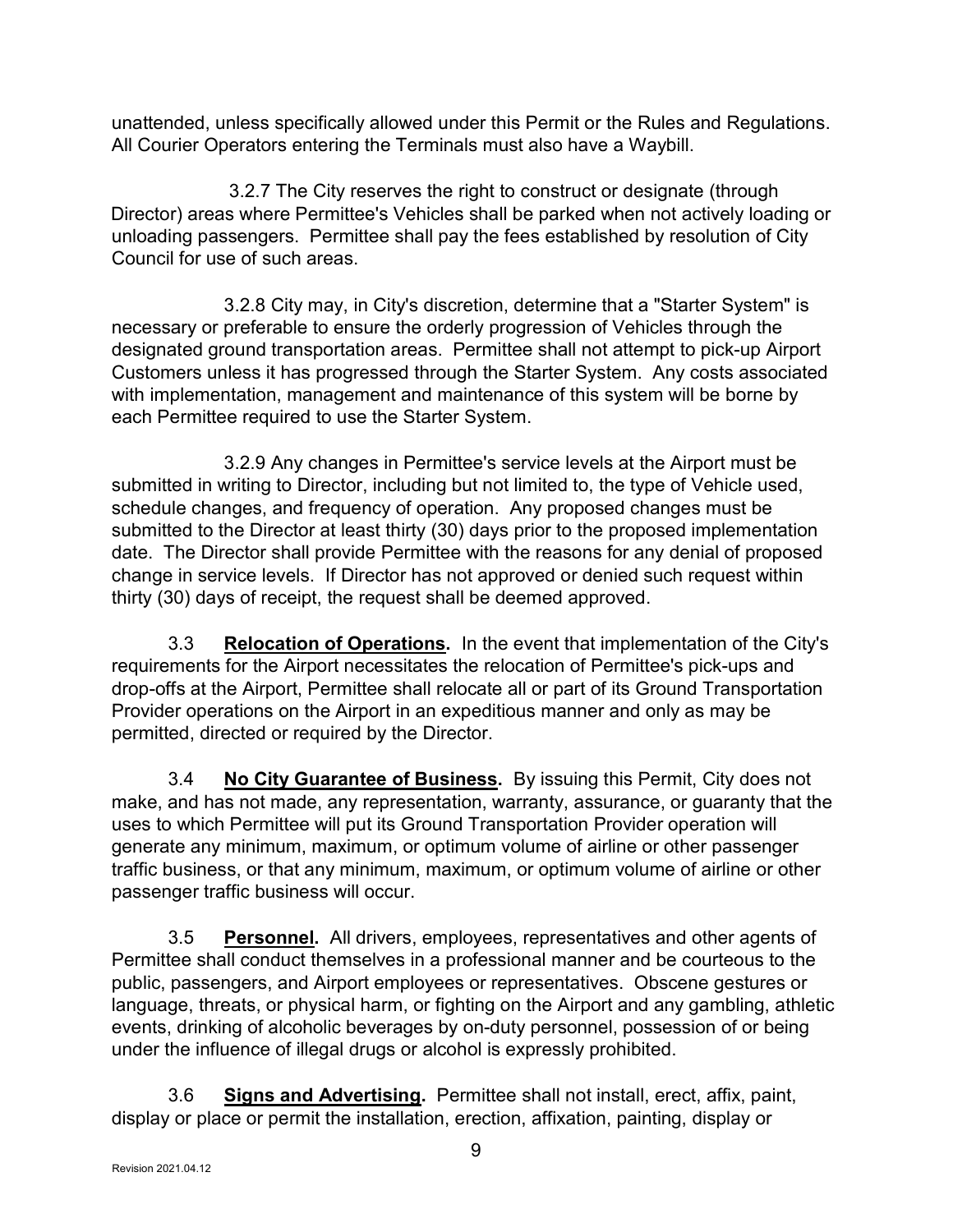unattended, unless specifically allowed under this Permit or the Rules and Regulations. All Courier Operators entering the Terminals must also have a Waybill.

3.2.7 The City reserves the right to construct or designate (through Director) areas where Permittee's Vehicles shall be parked when not actively loading or unloading passengers. Permittee shall pay the fees established by resolution of City Council for use of such areas.

3.2.8 City may, in City's discretion, determine that a "Starter System" is necessary or preferable to ensure the orderly progression of Vehicles through the designated ground transportation areas. Permittee shall not attempt to pick-up Airport Customers unless it has progressed through the Starter System. Any costs associated with implementation, management and maintenance of this system will be borne by each Permittee required to use the Starter System.

3.2.9 Any changes in Permittee's service levels at the Airport must be submitted in writing to Director, including but not limited to, the type of Vehicle used, schedule changes, and frequency of operation. Any proposed changes must be submitted to the Director at least thirty (30) days prior to the proposed implementation date. The Director shall provide Permittee with the reasons for any denial of proposed change in service levels. If Director has not approved or denied such request within thirty (30) days of receipt, the request shall be deemed approved.

3.3 **Relocation of Operations.** In the event that implementation of the City's requirements for the Airport necessitates the relocation of Permittee's pick-ups and drop-offs at the Airport, Permittee shall relocate all or part of its Ground Transportation Provider operations on the Airport in an expeditious manner and only as may be permitted, directed or required by the Director.

3.4 **No City Guarantee of Business.** By issuing this Permit, City does not make, and has not made, any representation, warranty, assurance, or guaranty that the uses to which Permittee will put its Ground Transportation Provider operation will generate any minimum, maximum, or optimum volume of airline or other passenger traffic business, or that any minimum, maximum, or optimum volume of airline or other passenger traffic business will occur.

3.5 **Personnel.** All drivers, employees, representatives and other agents of Permittee shall conduct themselves in a professional manner and be courteous to the public, passengers, and Airport employees or representatives. Obscene gestures or language, threats, or physical harm, or fighting on the Airport and any gambling, athletic events, drinking of alcoholic beverages by on-duty personnel, possession of or being under the influence of illegal drugs or alcohol is expressly prohibited.

3.6 **Signs and Advertising.** Permittee shall not install, erect, affix, paint, display or place or permit the installation, erection, affixation, painting, display or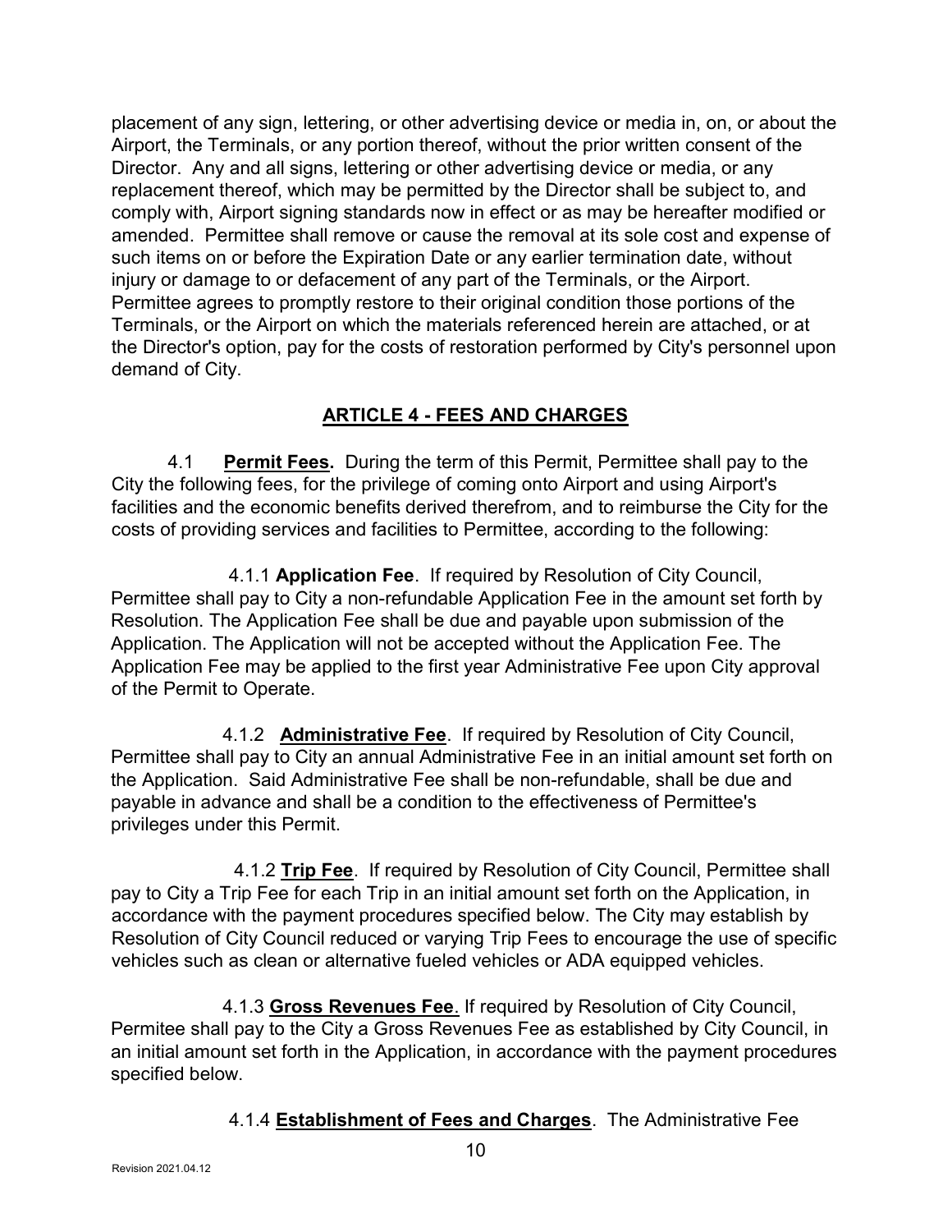placement of any sign, lettering, or other advertising device or media in, on, or about the Airport, the Terminals, or any portion thereof, without the prior written consent of the Director. Any and all signs, lettering or other advertising device or media, or any replacement thereof, which may be permitted by the Director shall be subject to, and comply with, Airport signing standards now in effect or as may be hereafter modified or amended. Permittee shall remove or cause the removal at its sole cost and expense of such items on or before the Expiration Date or any earlier termination date, without injury or damage to or defacement of any part of the Terminals, or the Airport. Permittee agrees to promptly restore to their original condition those portions of the Terminals, or the Airport on which the materials referenced herein are attached, or at the Director's option, pay for the costs of restoration performed by City's personnel upon demand of City.

## ARTICLE 4 - FEES AND CHARGES

4.1 **Permit Fees.** During the term of this Permit, Permittee shall pay to the City the following fees, for the privilege of coming onto Airport and using Airport's facilities and the economic benefits derived therefrom, and to reimburse the City for the costs of providing services and facilities to Permittee, according to the following:

4.1.1 **Application Fee**. If required by Resolution of City Council, Permittee shall pay to City a non-refundable Application Fee in the amount set forth by Resolution. The Application Fee shall be due and payable upon submission of the Application. The Application will not be accepted without the Application Fee. The Application Fee may be applied to the first year Administrative Fee upon City approval of the Permit to Operate.

4.1.2 **Administrative Fee**. If required by Resolution of City Council, Permittee shall pay to City an annual Administrative Fee in an initial amount set forth on the Application. Said Administrative Fee shall be non-refundable, shall be due and payable in advance and shall be a condition to the effectiveness of Permittee's privileges under this Permit.

4.1.2 **Trip Fee**. If required by Resolution of City Council, Permittee shall pay to City a Trip Fee for each Trip in an initial amount set forth on the Application, in accordance with the payment procedures specified below. The City may establish by Resolution of City Council reduced or varying Trip Fees to encourage the use of specific vehicles such as clean or alternative fueled vehicles or ADA equipped vehicles.

4.1.3 **Gross Revenues Fee**. If required by Resolution of City Council, Permitee shall pay to the City a Gross Revenues Fee as established by City Council, in an initial amount set forth in the Application, in accordance with the payment procedures specified below.

4.1.4 **Establishment of Fees and Charges**. The Administrative Fee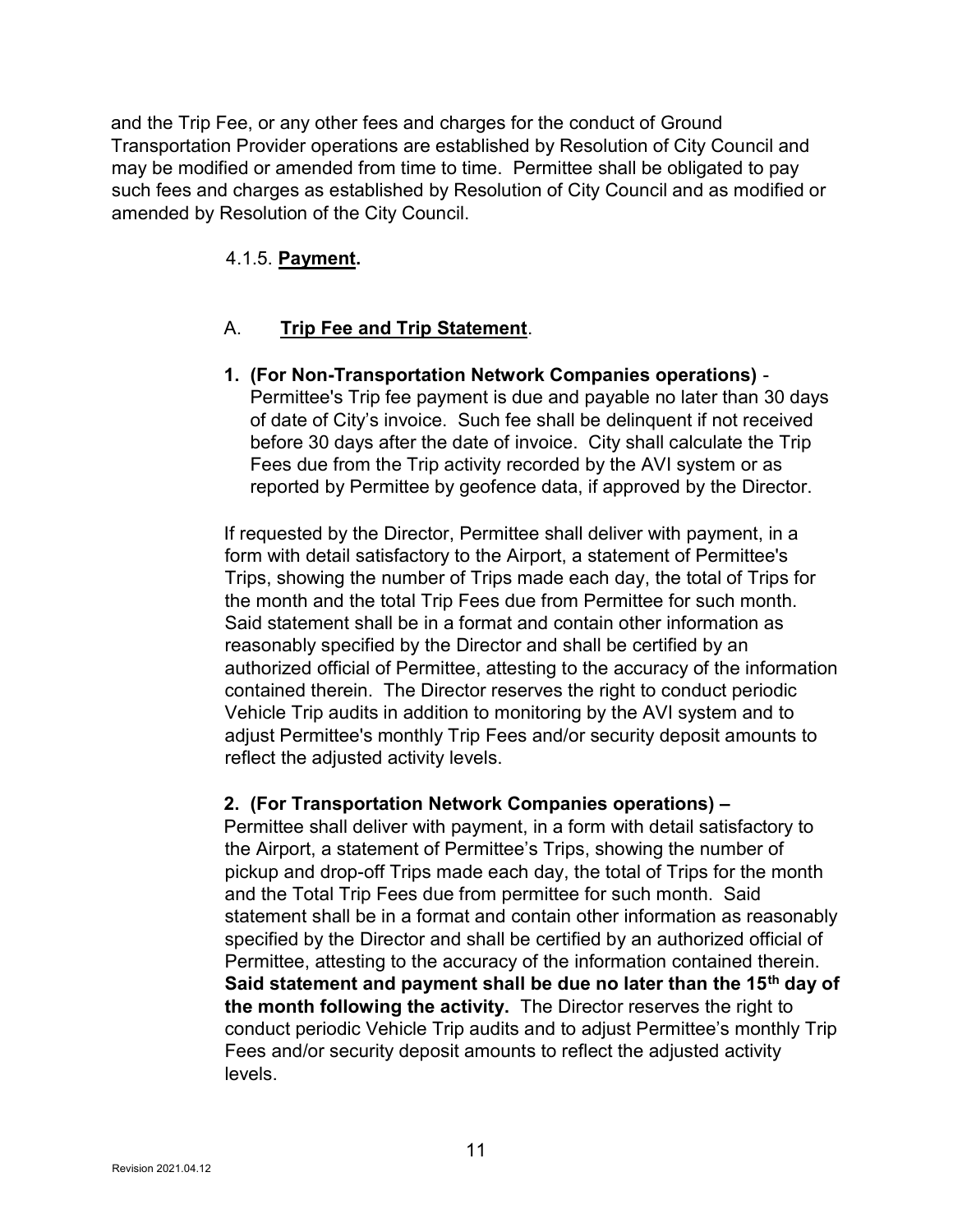and the Trip Fee, or any other fees and charges for the conduct of Ground Transportation Provider operations are established by Resolution of City Council and may be modified or amended from time to time. Permittee shall be obligated to pay such fees and charges as established by Resolution of City Council and as modified or amended by Resolution of the City Council.

4.1.5. **Payment.**

A. **Trip Fee and Trip Statement**.

**1. (For Non-Transportation Network Companies operations)** - Permittee's Trip fee payment is due and payable no later than 30 days of date of City's invoice. Such fee shall be delinquent if not received before 30 days after the date of invoice. City shall calculate the Trip Fees due from the Trip activity recorded by the AVI system or as reported by Permittee by geofence data, if approved by the Director.

If requested by the Director, Permittee shall deliver with payment, in a form with detail satisfactory to the Airport, a statement of Permittee's Trips, showing the number of Trips made each day, the total of Trips for the month and the total Trip Fees due from Permittee for such month. Said statement shall be in a format and contain other information as reasonably specified by the Director and shall be certified by an authorized official of Permittee, attesting to the accuracy of the information contained therein. The Director reserves the right to conduct periodic Vehicle Trip audits in addition to monitoring by the AVI system and to adjust Permittee's monthly Trip Fees and/or security deposit amounts to reflect the adjusted activity levels.

**2. (For Transportation Network Companies operations) –** Permittee shall deliver with payment, in a form with detail satisfactory to the Airport, a statement of Permittee's Trips, showing the number of pickup and drop-off Trips made each day, the total of Trips for the month and the Total Trip Fees due from permittee for such month. Said statement shall be in a format and contain other information as reasonably specified by the Director and shall be certified by an authorized official of Permittee, attesting to the accuracy of the information contained therein. **Said statement and payment shall be due no later than the 15th day of the month following the activity.** The Director reserves the right to conduct periodic Vehicle Trip audits and to adjust Permittee's monthly Trip Fees and/or security deposit amounts to reflect the adjusted activity levels.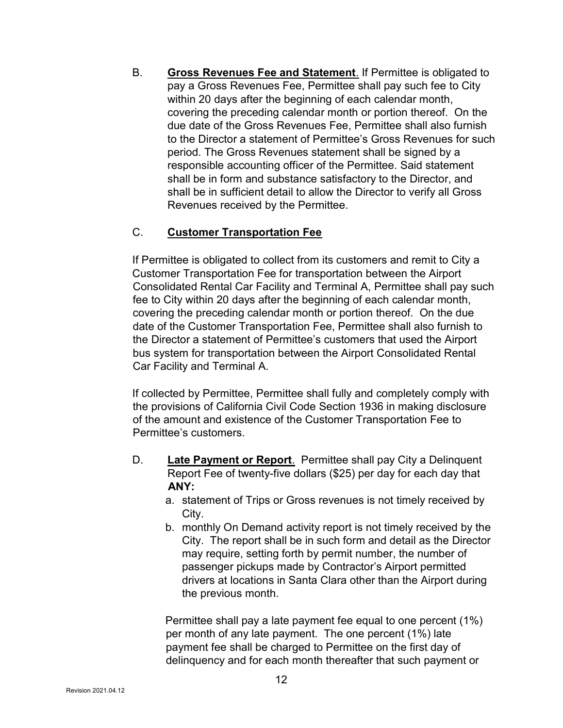B. **Gross Revenues Fee and Statement**. If Permittee is obligated to pay a Gross Revenues Fee, Permittee shall pay such fee to City within 20 days after the beginning of each calendar month, covering the preceding calendar month or portion thereof. On the due date of the Gross Revenues Fee, Permittee shall also furnish to the Director a statement of Permittee's Gross Revenues for such period. The Gross Revenues statement shall be signed by a responsible accounting officer of the Permittee. Said statement shall be in form and substance satisfactory to the Director, and shall be in sufficient detail to allow the Director to verify all Gross Revenues received by the Permittee.

C. **Customer Transportation Fee**

If Permittee is obligated to collect from its customers and remit to City a Customer Transportation Fee for transportation between the Airport Consolidated Rental Car Facility and Terminal A, Permittee shall pay such fee to City within 20 days after the beginning of each calendar month, covering the preceding calendar month or portion thereof. On the due date of the Customer Transportation Fee, Permittee shall also furnish to the Director a statement of Permittee's customers that used the Airport bus system for transportation between the Airport Consolidated Rental Car Facility and Terminal A.

If collected by Permittee, Permittee shall fully and completely comply with the provisions of California Civil Code Section 1936 in making disclosure of the amount and existence of the Customer Transportation Fee to Permittee's customers.

D. **Late Payment or Report**. Permittee shall pay City a Delinquent Report Fee of twenty-five dollars ($25) per day for each day that **ANY:**

a. statement of Trips or Gross revenues is not timely received by City.
b. monthly On Demand activity report is not timely received by the City. The report shall be in such form and detail as the Director may require, setting forth by permit number, the number of passenger pickups made by Contractor's Airport permitted drivers at locations in Santa Clara other than the Airport during the previous month.

Permittee shall pay a late payment fee equal to one percent (1%) per month of any late payment. The one percent (1%) late payment fee shall be charged to Permittee on the first day of delinquency and for each month thereafter that such payment or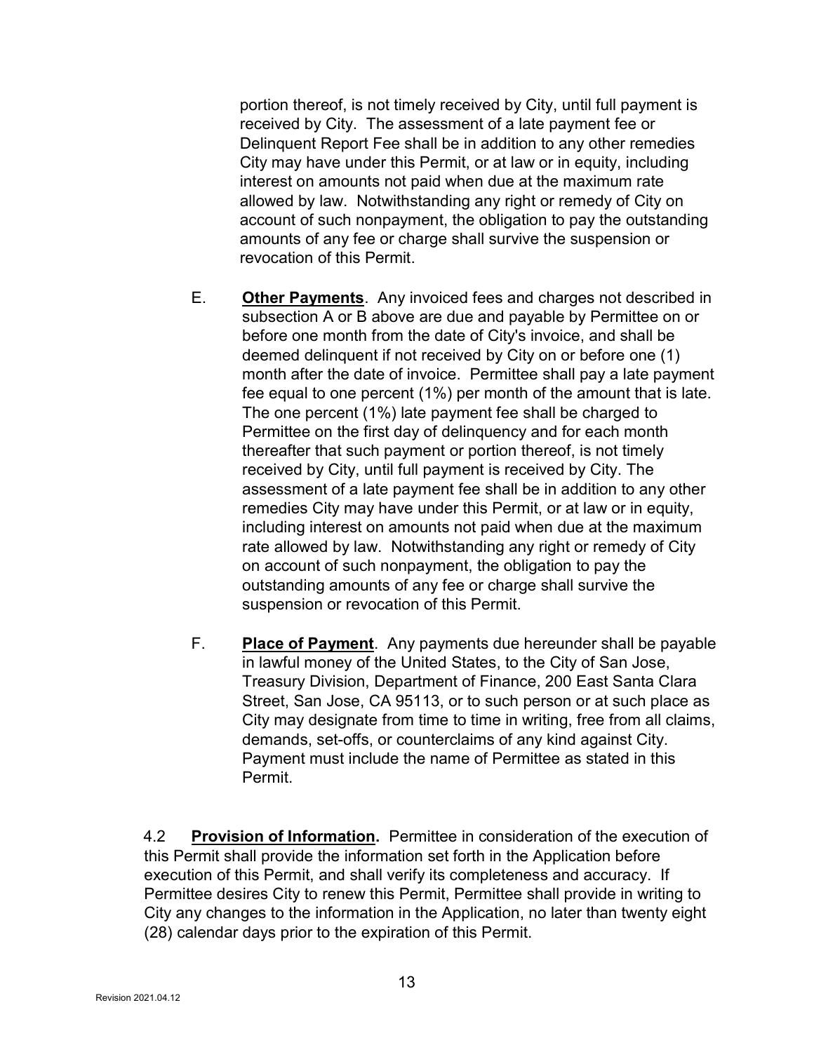portion thereof, is not timely received by City, until full payment is received by City. The assessment of a late payment fee or Delinquent Report Fee shall be in addition to any other remedies City may have under this Permit, or at law or in equity, including interest on amounts not paid when due at the maximum rate allowed by law. Notwithstanding any right or remedy of City on account of such nonpayment, the obligation to pay the outstanding amounts of any fee or charge shall survive the suspension or revocation of this Permit.

E. **Other Payments**. Any invoiced fees and charges not described in subsection A or B above are due and payable by Permittee on or before one month from the date of City's invoice, and shall be deemed delinquent if not received by City on or before one (1) month after the date of invoice. Permittee shall pay a late payment fee equal to one percent (1%) per month of the amount that is late. The one percent (1%) late payment fee shall be charged to Permittee on the first day of delinquency and for each month thereafter that such payment or portion thereof, is not timely received by City, until full payment is received by City. The assessment of a late payment fee shall be in addition to any other remedies City may have under this Permit, or at law or in equity, including interest on amounts not paid when due at the maximum rate allowed by law. Notwithstanding any right or remedy of City on account of such nonpayment, the obligation to pay the outstanding amounts of any fee or charge shall survive the suspension or revocation of this Permit.

F. **Place of Payment**. Any payments due hereunder shall be payable in lawful money of the United States, to the City of San Jose, Treasury Division, Department of Finance, 200 East Santa Clara Street, San Jose, CA 95113, or to such person or at such place as City may designate from time to time in writing, free from all claims, demands, set-offs, or counterclaims of any kind against City. Payment must include the name of Permittee as stated in this Permit.

4.2 **Provision of Information.** Permittee in consideration of the execution of this Permit shall provide the information set forth in the Application before execution of this Permit, and shall verify its completeness and accuracy. If Permittee desires City to renew this Permit, Permittee shall provide in writing to City any changes to the information in the Application, no later than twenty eight (28) calendar days prior to the expiration of this Permit.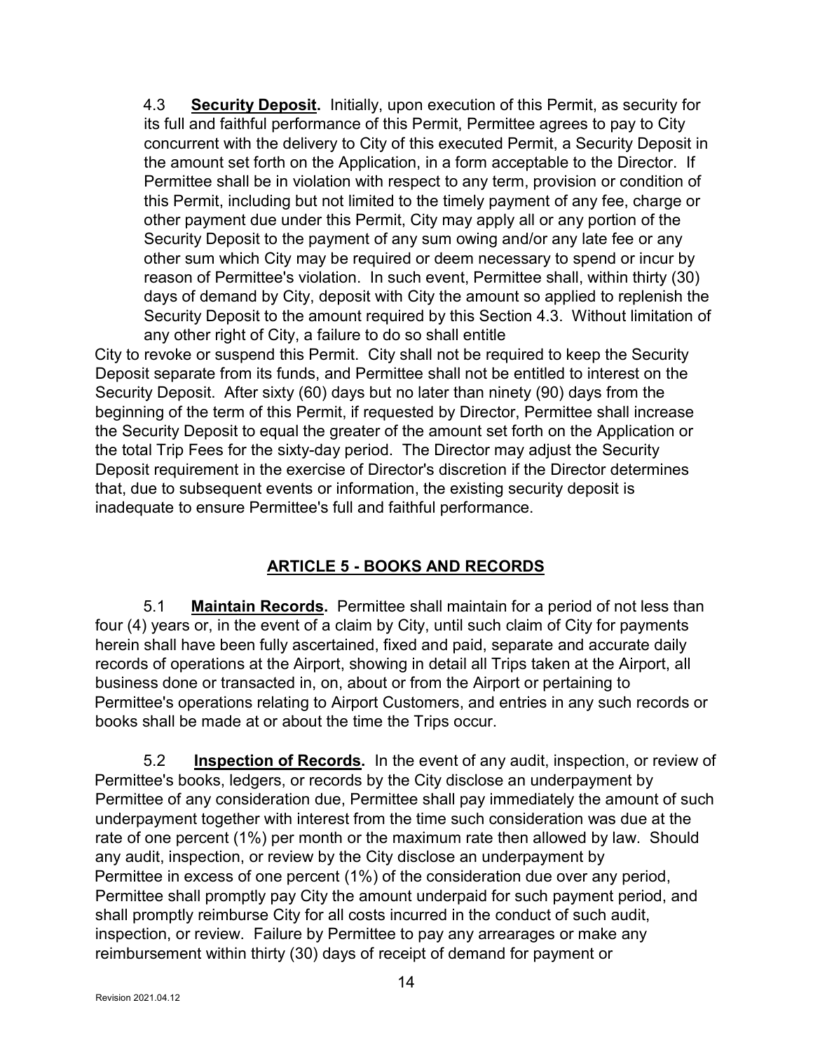4.3 **Security Deposit.** Initially, upon execution of this Permit, as security for its full and faithful performance of this Permit, Permittee agrees to pay to City concurrent with the delivery to City of this executed Permit, a Security Deposit in the amount set forth on the Application, in a form acceptable to the Director. If Permittee shall be in violation with respect to any term, provision or condition of this Permit, including but not limited to the timely payment of any fee, charge or other payment due under this Permit, City may apply all or any portion of the Security Deposit to the payment of any sum owing and/or any late fee or any other sum which City may be required or deem necessary to spend or incur by reason of Permittee's violation. In such event, Permittee shall, within thirty (30) days of demand by City, deposit with City the amount so applied to replenish the Security Deposit to the amount required by this Section 4.3. Without limitation of any other right of City, a failure to do so shall entitle City to revoke or suspend this Permit. City shall not be required to keep the Security Deposit separate from its funds, and Permittee shall not be entitled to interest on the Security Deposit. After sixty (60) days but no later than ninety (90) days from the beginning of the term of this Permit, if requested by Director, Permittee shall increase the Security Deposit to equal the greater of the amount set forth on the Application or the total Trip Fees for the sixty-day period. The Director may adjust the Security Deposit requirement in the exercise of Director's discretion if the Director determines that, due to subsequent events or information, the existing security deposit is inadequate to ensure Permittee's full and faithful performance.

## ARTICLE 5 - BOOKS AND RECORDS

5.1 **Maintain Records.** Permittee shall maintain for a period of not less than four (4) years or, in the event of a claim by City, until such claim of City for payments herein shall have been fully ascertained, fixed and paid, separate and accurate daily records of operations at the Airport, showing in detail all Trips taken at the Airport, all business done or transacted in, on, about or from the Airport or pertaining to Permittee's operations relating to Airport Customers, and entries in any such records or books shall be made at or about the time the Trips occur.

5.2 **Inspection of Records.** In the event of any audit, inspection, or review of Permittee's books, ledgers, or records by the City disclose an underpayment by Permittee of any consideration due, Permittee shall pay immediately the amount of such underpayment together with interest from the time such consideration was due at the rate of one percent (1%) per month or the maximum rate then allowed by law. Should any audit, inspection, or review by the City disclose an underpayment by Permittee in excess of one percent (1%) of the consideration due over any period, Permittee shall promptly pay City the amount underpaid for such payment period, and shall promptly reimburse City for all costs incurred in the conduct of such audit, inspection, or review. Failure by Permittee to pay any arrearages or make any reimbursement within thirty (30) days of receipt of demand for payment or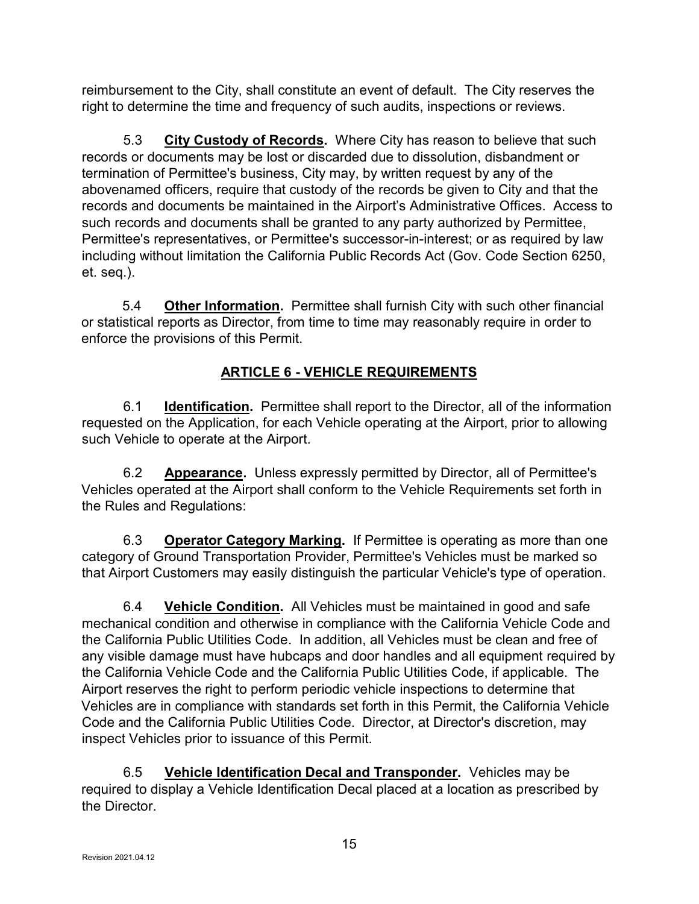reimbursement to the City, shall constitute an event of default. The City reserves the right to determine the time and frequency of such audits, inspections or reviews.

5.3 **City Custody of Records.** Where City has reason to believe that such records or documents may be lost or discarded due to dissolution, disbandment or termination of Permittee's business, City may, by written request by any of the abovenamed officers, require that custody of the records be given to City and that the records and documents be maintained in the Airport's Administrative Offices. Access to such records and documents shall be granted to any party authorized by Permittee, Permittee's representatives, or Permittee's successor-in-interest; or as required by law including without limitation the California Public Records Act (Gov. Code Section 6250, et. seq.).

5.4 **Other Information.** Permittee shall furnish City with such other financial or statistical reports as Director, from time to time may reasonably require in order to enforce the provisions of this Permit.

## ARTICLE 6 - VEHICLE REQUIREMENTS

6.1 **Identification.** Permittee shall report to the Director, all of the information requested on the Application, for each Vehicle operating at the Airport, prior to allowing such Vehicle to operate at the Airport.

6.2 **Appearance.** Unless expressly permitted by Director, all of Permittee's Vehicles operated at the Airport shall conform to the Vehicle Requirements set forth in the Rules and Regulations:

6.3 **Operator Category Marking.** If Permittee is operating as more than one category of Ground Transportation Provider, Permittee's Vehicles must be marked so that Airport Customers may easily distinguish the particular Vehicle's type of operation.

6.4 **Vehicle Condition.** All Vehicles must be maintained in good and safe mechanical condition and otherwise in compliance with the California Vehicle Code and the California Public Utilities Code. In addition, all Vehicles must be clean and free of any visible damage must have hubcaps and door handles and all equipment required by the California Vehicle Code and the California Public Utilities Code, if applicable. The Airport reserves the right to perform periodic vehicle inspections to determine that Vehicles are in compliance with standards set forth in this Permit, the California Vehicle Code and the California Public Utilities Code. Director, at Director's discretion, may inspect Vehicles prior to issuance of this Permit.

6.5 **Vehicle Identification Decal and Transponder.** Vehicles may be required to display a Vehicle Identification Decal placed at a location as prescribed by the Director.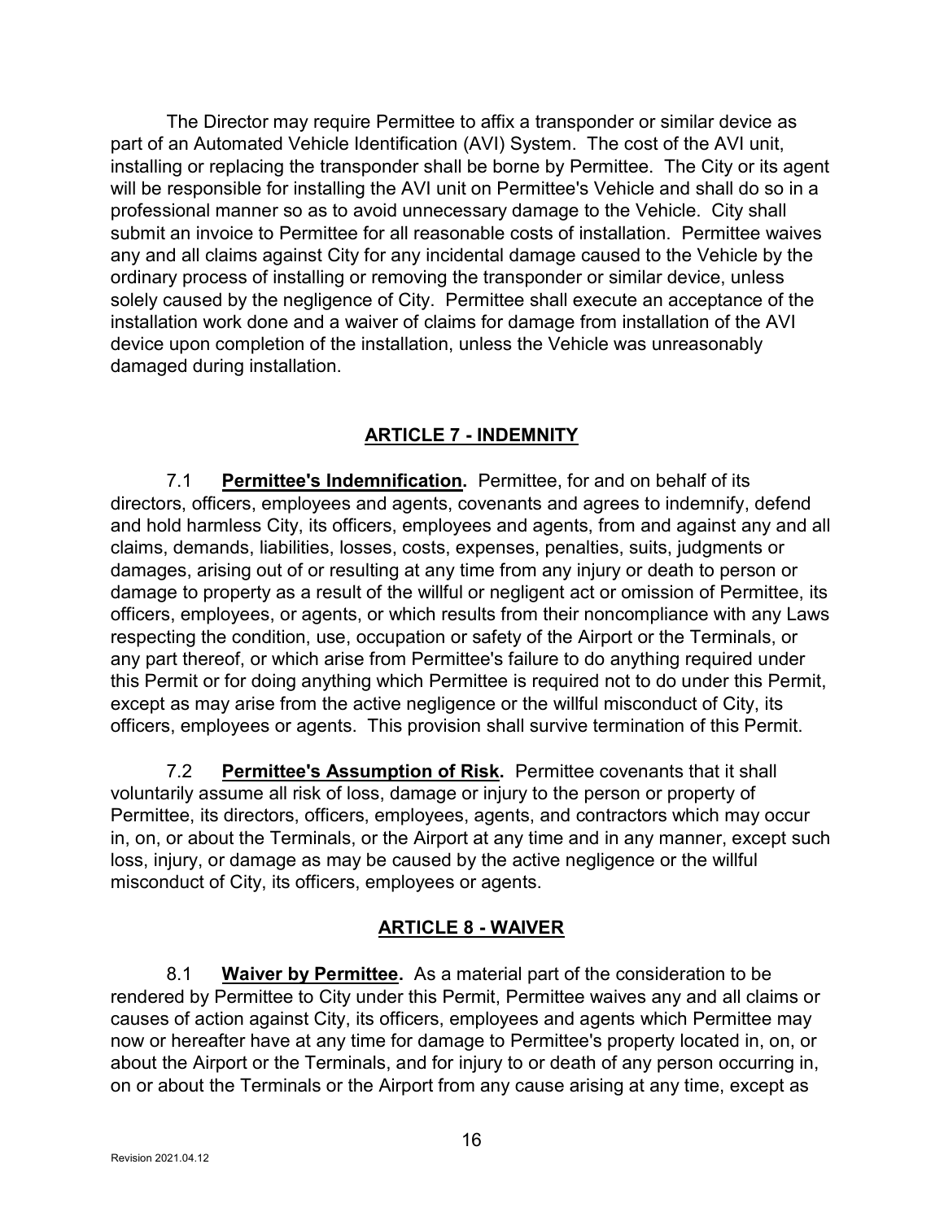The Director may require Permittee to affix a transponder or similar device as part of an Automated Vehicle Identification (AVI) System. The cost of the AVI unit, installing or replacing the transponder shall be borne by Permittee. The City or its agent will be responsible for installing the AVI unit on Permittee's Vehicle and shall do so in a professional manner so as to avoid unnecessary damage to the Vehicle. City shall submit an invoice to Permittee for all reasonable costs of installation. Permittee waives any and all claims against City for any incidental damage caused to the Vehicle by the ordinary process of installing or removing the transponder or similar device, unless solely caused by the negligence of City. Permittee shall execute an acceptance of the installation work done and a waiver of claims for damage from installation of the AVI device upon completion of the installation, unless the Vehicle was unreasonably damaged during installation.

## ARTICLE 7 - INDEMNITY

7.1 **Permittee's Indemnification.** Permittee, for and on behalf of its directors, officers, employees and agents, covenants and agrees to indemnify, defend and hold harmless City, its officers, employees and agents, from and against any and all claims, demands, liabilities, losses, costs, expenses, penalties, suits, judgments or damages, arising out of or resulting at any time from any injury or death to person or damage to property as a result of the willful or negligent act or omission of Permittee, its officers, employees, or agents, or which results from their noncompliance with any Laws respecting the condition, use, occupation or safety of the Airport or the Terminals, or any part thereof, or which arise from Permittee's failure to do anything required under this Permit or for doing anything which Permittee is required not to do under this Permit, except as may arise from the active negligence or the willful misconduct of City, its officers, employees or agents. This provision shall survive termination of this Permit.

7.2 **Permittee's Assumption of Risk.** Permittee covenants that it shall voluntarily assume all risk of loss, damage or injury to the person or property of Permittee, its directors, officers, employees, agents, and contractors which may occur in, on, or about the Terminals, or the Airport at any time and in any manner, except such loss, injury, or damage as may be caused by the active negligence or the willful misconduct of City, its officers, employees or agents.

## ARTICLE 8 - WAIVER

8.1 **Waiver by Permittee.** As a material part of the consideration to be rendered by Permittee to City under this Permit, Permittee waives any and all claims or causes of action against City, its officers, employees and agents which Permittee may now or hereafter have at any time for damage to Permittee's property located in, on, or about the Airport or the Terminals, and for injury to or death of any person occurring in, on or about the Terminals or the Airport from any cause arising at any time, except as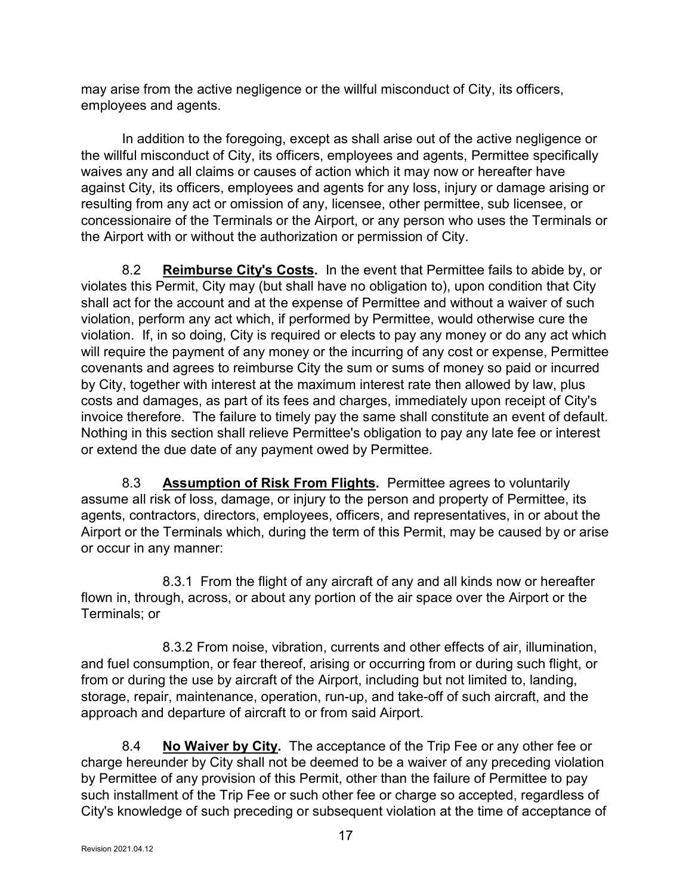may arise from the active negligence or the willful misconduct of City, its officers, employees and agents.

In addition to the foregoing, except as shall arise out of the active negligence or the willful misconduct of City, its officers, employees and agents, Permittee specifically waives any and all claims or causes of action which it may now or hereafter have against City, its officers, employees and agents for any loss, injury or damage arising or resulting from any act or omission of any, licensee, other permittee, sub licensee, or concessionaire of the Terminals or the Airport, or any person who uses the Terminals or the Airport with or without the authorization or permission of City.

8.2 **Reimburse City's Costs.** In the event that Permittee fails to abide by, or violates this Permit, City may (but shall have no obligation to), upon condition that City shall act for the account and at the expense of Permittee and without a waiver of such violation, perform any act which, if performed by Permittee, would otherwise cure the violation. If, in so doing, City is required or elects to pay any money or do any act which will require the payment of any money or the incurring of any cost or expense, Permittee covenants and agrees to reimburse City the sum or sums of money so paid or incurred by City, together with interest at the maximum interest rate then allowed by law, plus costs and damages, as part of its fees and charges, immediately upon receipt of City's invoice therefore. The failure to timely pay the same shall constitute an event of default. Nothing in this section shall relieve Permittee's obligation to pay any late fee or interest or extend the due date of any payment owed by Permittee.

8.3 **Assumption of Risk From Flights.** Permittee agrees to voluntarily assume all risk of loss, damage, or injury to the person and property of Permittee, its agents, contractors, directors, employees, officers, and representatives, in or about the Airport or the Terminals which, during the term of this Permit, may be caused by or arise or occur in any manner:

8.3.1 From the flight of any aircraft of any and all kinds now or hereafter flown in, through, across, or about any portion of the air space over the Airport or the Terminals; or

8.3.2 From noise, vibration, currents and other effects of air, illumination, and fuel consumption, or fear thereof, arising or occurring from or during such flight, or from or during the use by aircraft of the Airport, including but not limited to, landing, storage, repair, maintenance, operation, run-up, and take-off of such aircraft, and the approach and departure of aircraft to or from said Airport.

8.4 **No Waiver by City.** The acceptance of the Trip Fee or any other fee or charge hereunder by City shall not be deemed to be a waiver of any preceding violation by Permittee of any provision of this Permit, other than the failure of Permittee to pay such installment of the Trip Fee or such other fee or charge so accepted, regardless of City's knowledge of such preceding or subsequent violation at the time of acceptance of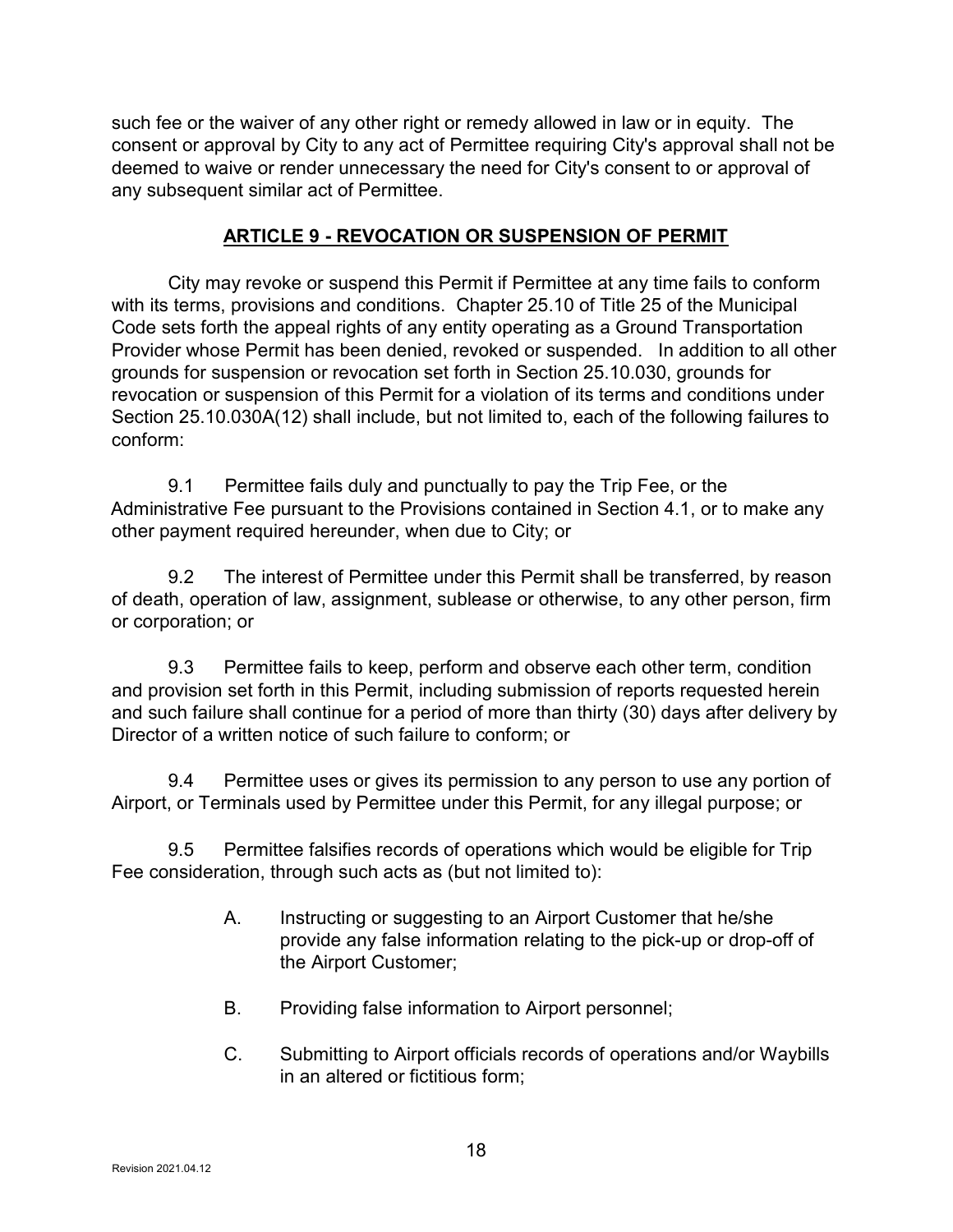such fee or the waiver of any other right or remedy allowed in law or in equity. The consent or approval by City to any act of Permittee requiring City's approval shall not be deemed to waive or render unnecessary the need for City's consent to or approval of any subsequent similar act of Permittee.

## ARTICLE 9 - REVOCATION OR SUSPENSION OF PERMIT

City may revoke or suspend this Permit if Permittee at any time fails to conform with its terms, provisions and conditions. Chapter 25.10 of Title 25 of the Municipal Code sets forth the appeal rights of any entity operating as a Ground Transportation Provider whose Permit has been denied, revoked or suspended. In addition to all other grounds for suspension or revocation set forth in Section 25.10.030, grounds for revocation or suspension of this Permit for a violation of its terms and conditions under Section 25.10.030A(12) shall include, but not limited to, each of the following failures to conform:

9.1 Permittee fails duly and punctually to pay the Trip Fee, or the Administrative Fee pursuant to the Provisions contained in Section 4.1, or to make any other payment required hereunder, when due to City; or

9.2 The interest of Permittee under this Permit shall be transferred, by reason of death, operation of law, assignment, sublease or otherwise, to any other person, firm or corporation; or

9.3 Permittee fails to keep, perform and observe each other term, condition and provision set forth in this Permit, including submission of reports requested herein and such failure shall continue for a period of more than thirty (30) days after delivery by Director of a written notice of such failure to conform; or

9.4 Permittee uses or gives its permission to any person to use any portion of Airport, or Terminals used by Permittee under this Permit, for any illegal purpose; or

9.5 Permittee falsifies records of operations which would be eligible for Trip Fee consideration, through such acts as (but not limited to):

A. Instructing or suggesting to an Airport Customer that he/she provide any false information relating to the pick-up or drop-off of the Airport Customer;

B. Providing false information to Airport personnel;

C. Submitting to Airport officials records of operations and/or Waybills in an altered or fictitious form;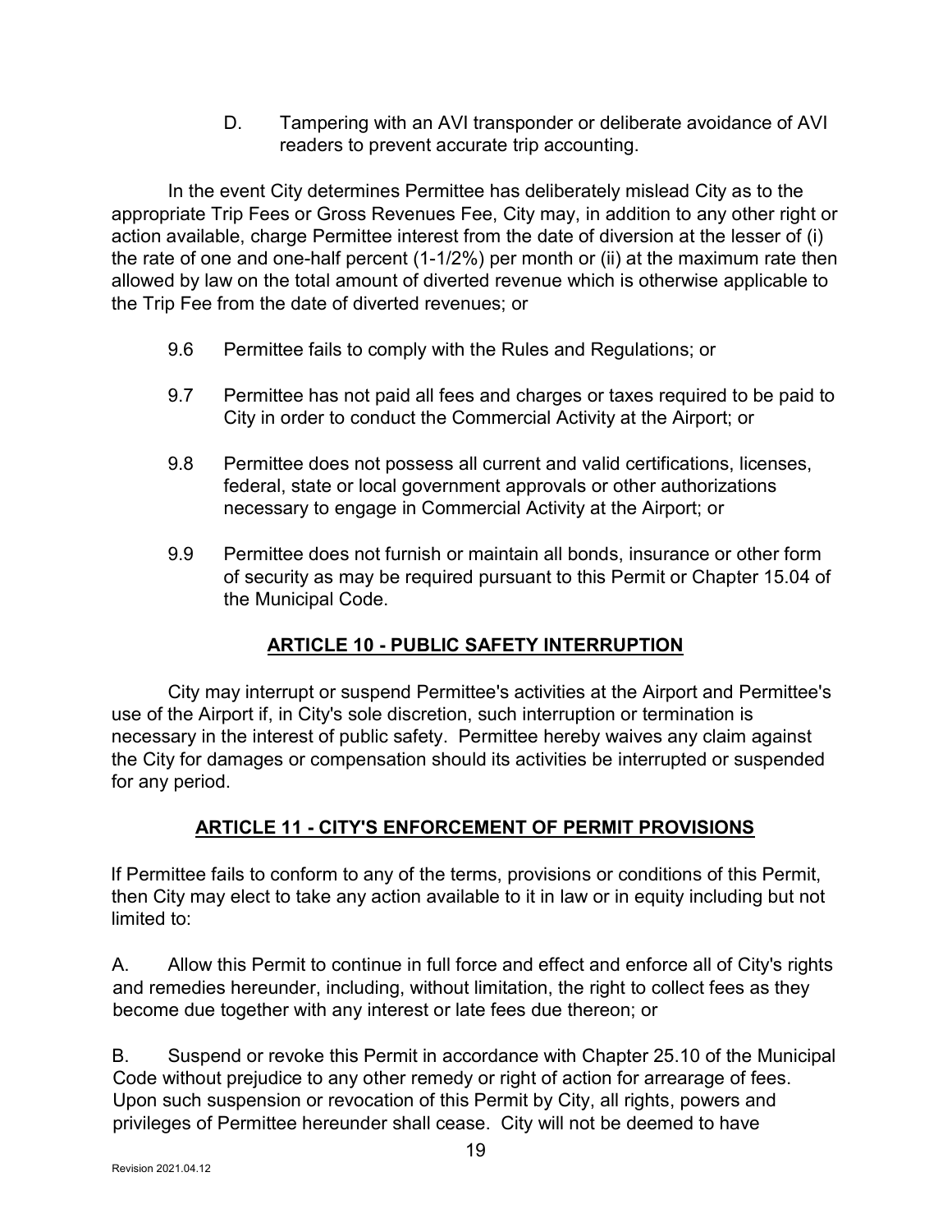D. Tampering with an AVI transponder or deliberate avoidance of AVI readers to prevent accurate trip accounting.

In the event City determines Permittee has deliberately mislead City as to the appropriate Trip Fees or Gross Revenues Fee, City may, in addition to any other right or action available, charge Permittee interest from the date of diversion at the lesser of (i) the rate of one and one-half percent (1-1/2%) per month or (ii) at the maximum rate then allowed by law on the total amount of diverted revenue which is otherwise applicable to the Trip Fee from the date of diverted revenues; or

9.6 Permittee fails to comply with the Rules and Regulations; or

9.7 Permittee has not paid all fees and charges or taxes required to be paid to City in order to conduct the Commercial Activity at the Airport; or

9.8 Permittee does not possess all current and valid certifications, licenses, federal, state or local government approvals or other authorizations necessary to engage in Commercial Activity at the Airport; or

9.9 Permittee does not furnish or maintain all bonds, insurance or other form of security as may be required pursuant to this Permit or Chapter 15.04 of the Municipal Code.

## ARTICLE 10 - PUBLIC SAFETY INTERRUPTION

City may interrupt or suspend Permittee's activities at the Airport and Permittee's use of the Airport if, in City's sole discretion, such interruption or termination is necessary in the interest of public safety. Permittee hereby waives any claim against the City for damages or compensation should its activities be interrupted or suspended for any period.

## ARTICLE 11 - CITY'S ENFORCEMENT OF PERMIT PROVISIONS

If Permittee fails to conform to any of the terms, provisions or conditions of this Permit, then City may elect to take any action available to it in law or in equity including but not limited to:

A. Allow this Permit to continue in full force and effect and enforce all of City's rights and remedies hereunder, including, without limitation, the right to collect fees as they become due together with any interest or late fees due thereon; or

B. Suspend or revoke this Permit in accordance with Chapter 25.10 of the Municipal Code without prejudice to any other remedy or right of action for arrearage of fees. Upon such suspension or revocation of this Permit by City, all rights, powers and privileges of Permittee hereunder shall cease. City will not be deemed to have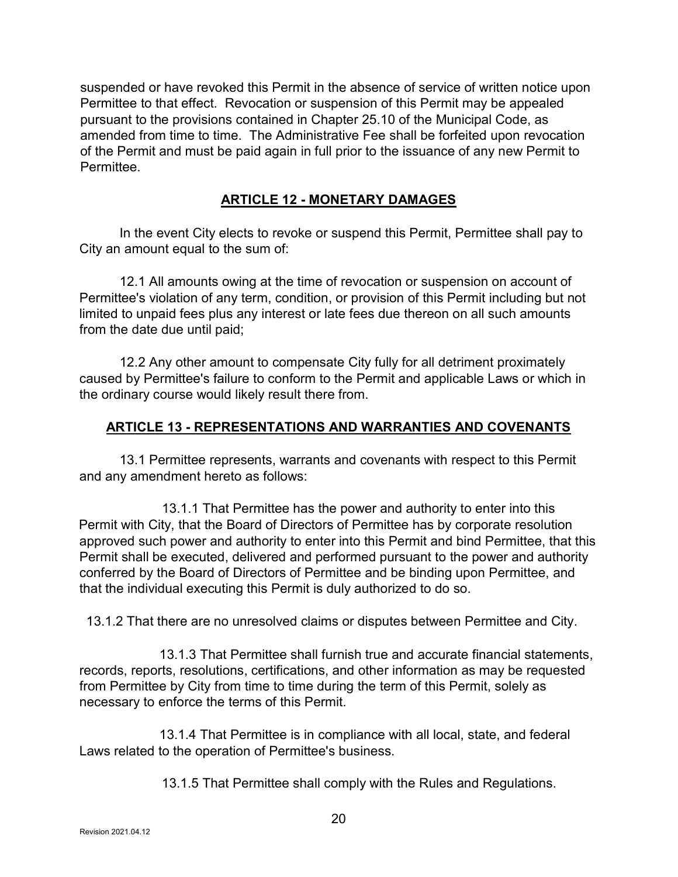suspended or have revoked this Permit in the absence of service of written notice upon Permittee to that effect. Revocation or suspension of this Permit may be appealed pursuant to the provisions contained in Chapter 25.10 of the Municipal Code, as amended from time to time. The Administrative Fee shall be forfeited upon revocation of the Permit and must be paid again in full prior to the issuance of any new Permit to Permittee.

## ARTICLE 12 - MONETARY DAMAGES

In the event City elects to revoke or suspend this Permit, Permittee shall pay to City an amount equal to the sum of:

12.1 All amounts owing at the time of revocation or suspension on account of Permittee's violation of any term, condition, or provision of this Permit including but not limited to unpaid fees plus any interest or late fees due thereon on all such amounts from the date due until paid;

12.2 Any other amount to compensate City fully for all detriment proximately caused by Permittee's failure to conform to the Permit and applicable Laws or which in the ordinary course would likely result there from.

## ARTICLE 13 - REPRESENTATIONS AND WARRANTIES AND COVENANTS

13.1 Permittee represents, warrants and covenants with respect to this Permit and any amendment hereto as follows:

13.1.1 That Permittee has the power and authority to enter into this Permit with City, that the Board of Directors of Permittee has by corporate resolution approved such power and authority to enter into this Permit and bind Permittee, that this Permit shall be executed, delivered and performed pursuant to the power and authority conferred by the Board of Directors of Permittee and be binding upon Permittee, and that the individual executing this Permit is duly authorized to do so.

13.1.2 That there are no unresolved claims or disputes between Permittee and City.

13.1.3 That Permittee shall furnish true and accurate financial statements, records, reports, resolutions, certifications, and other information as may be requested from Permittee by City from time to time during the term of this Permit, solely as necessary to enforce the terms of this Permit.

13.1.4 That Permittee is in compliance with all local, state, and federal Laws related to the operation of Permittee's business.

13.1.5 That Permittee shall comply with the Rules and Regulations.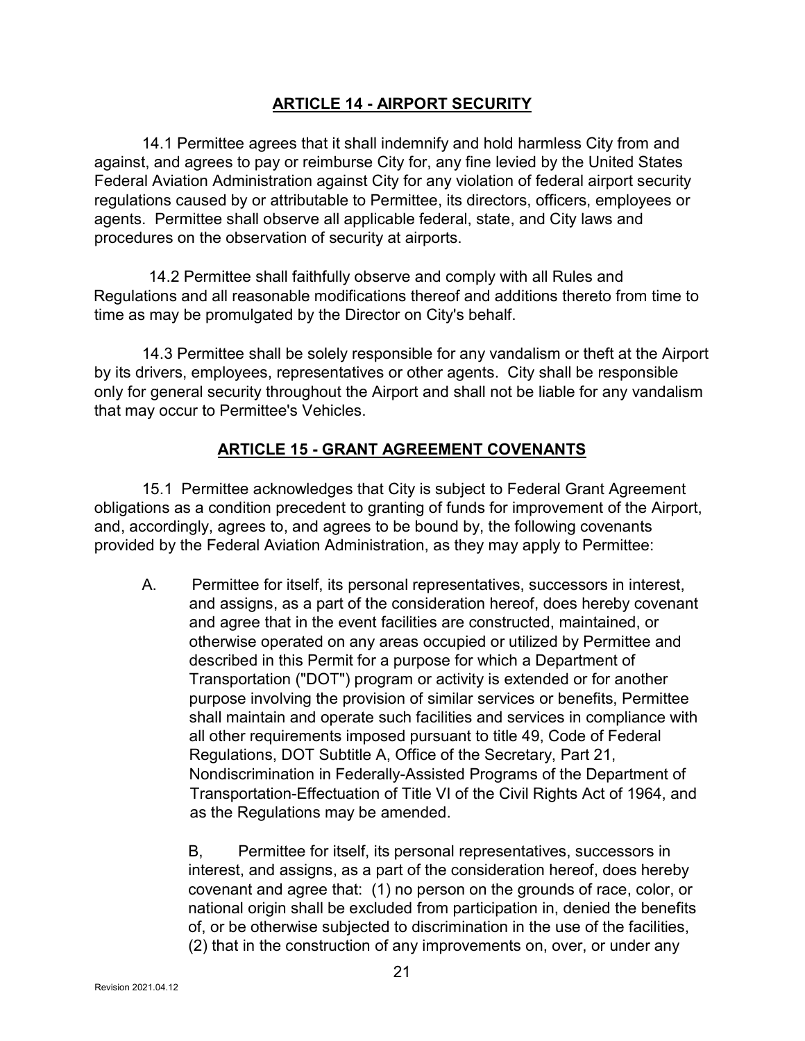## ARTICLE 14 - AIRPORT SECURITY

14.1 Permittee agrees that it shall indemnify and hold harmless City from and against, and agrees to pay or reimburse City for, any fine levied by the United States Federal Aviation Administration against City for any violation of federal airport security regulations caused by or attributable to Permittee, its directors, officers, employees or agents. Permittee shall observe all applicable federal, state, and City laws and procedures on the observation of security at airports.

14.2 Permittee shall faithfully observe and comply with all Rules and Regulations and all reasonable modifications thereof and additions thereto from time to time as may be promulgated by the Director on City's behalf.

14.3 Permittee shall be solely responsible for any vandalism or theft at the Airport by its drivers, employees, representatives or other agents. City shall be responsible only for general security throughout the Airport and shall not be liable for any vandalism that may occur to Permittee's Vehicles.

## ARTICLE 15 - GRANT AGREEMENT COVENANTS

15.1 Permittee acknowledges that City is subject to Federal Grant Agreement obligations as a condition precedent to granting of funds for improvement of the Airport, and, accordingly, agrees to, and agrees to be bound by, the following covenants provided by the Federal Aviation Administration, as they may apply to Permittee:

A. Permittee for itself, its personal representatives, successors in interest, and assigns, as a part of the consideration hereof, does hereby covenant and agree that in the event facilities are constructed, maintained, or otherwise operated on any areas occupied or utilized by Permittee and described in this Permit for a purpose for which a Department of Transportation ("DOT") program or activity is extended or for another purpose involving the provision of similar services or benefits, Permittee shall maintain and operate such facilities and services in compliance with all other requirements imposed pursuant to title 49, Code of Federal Regulations, DOT Subtitle A, Office of the Secretary, Part 21, Nondiscrimination in Federally-Assisted Programs of the Department of Transportation-Effectuation of Title VI of the Civil Rights Act of 1964, and as the Regulations may be amended.

B, Permittee for itself, its personal representatives, successors in interest, and assigns, as a part of the consideration hereof, does hereby covenant and agree that: (1) no person on the grounds of race, color, or national origin shall be excluded from participation in, denied the benefits of, or be otherwise subjected to discrimination in the use of the facilities, (2) that in the construction of any improvements on, over, or under any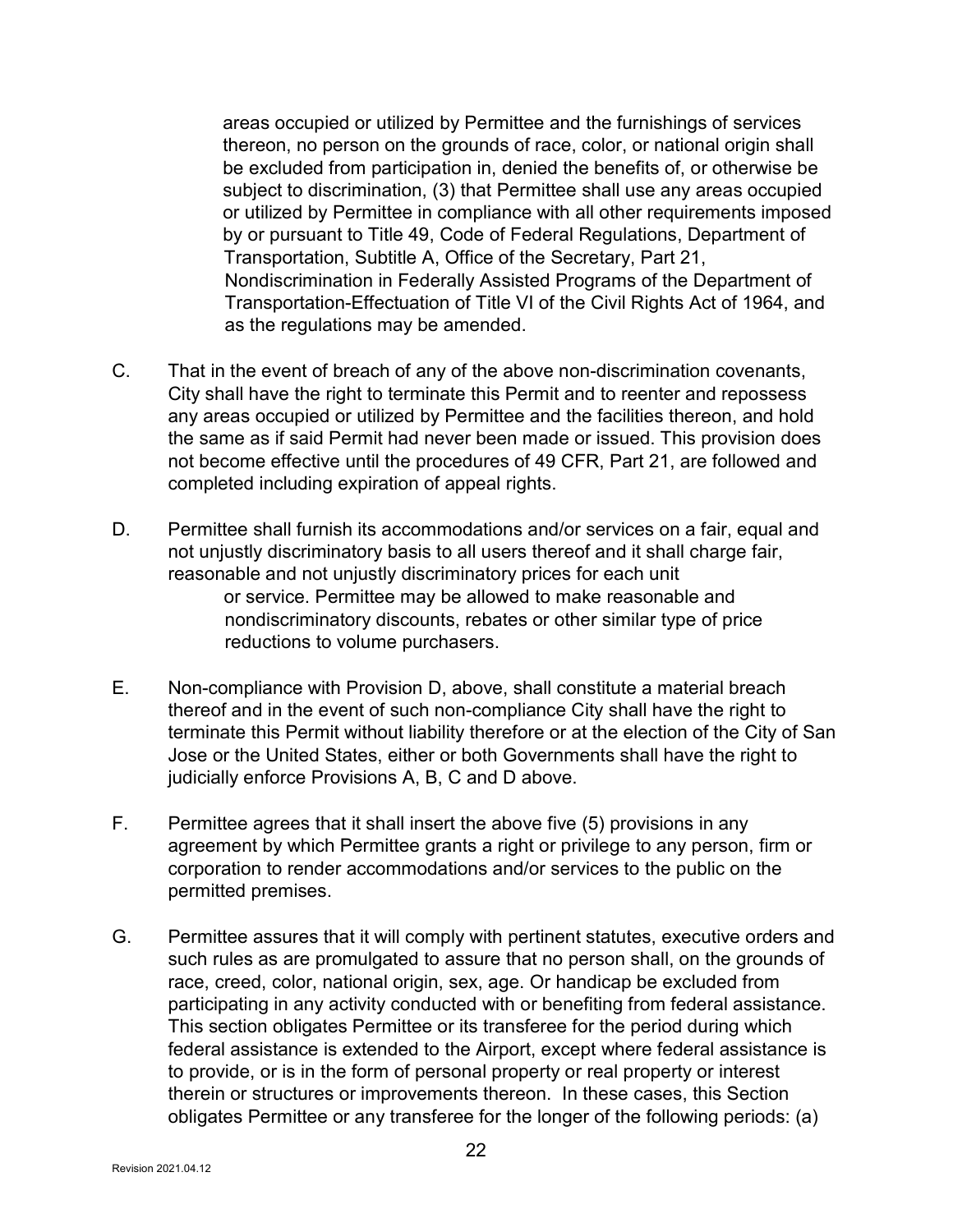areas occupied or utilized by Permittee and the furnishings of services thereon, no person on the grounds of race, color, or national origin shall be excluded from participation in, denied the benefits of, or otherwise be subject to discrimination, (3) that Permittee shall use any areas occupied or utilized by Permittee in compliance with all other requirements imposed by or pursuant to Title 49, Code of Federal Regulations, Department of Transportation, Subtitle A, Office of the Secretary, Part 21, Nondiscrimination in Federally Assisted Programs of the Department of Transportation-Effectuation of Title VI of the Civil Rights Act of 1964, and as the regulations may be amended.

C. That in the event of breach of any of the above non-discrimination covenants, City shall have the right to terminate this Permit and to reenter and repossess any areas occupied or utilized by Permittee and the facilities thereon, and hold the same as if said Permit had never been made or issued. This provision does not become effective until the procedures of 49 CFR, Part 21, are followed and completed including expiration of appeal rights.

D. Permittee shall furnish its accommodations and/or services on a fair, equal and not unjustly discriminatory basis to all users thereof and it shall charge fair, reasonable and not unjustly discriminatory prices for each unit or service. Permittee may be allowed to make reasonable and nondiscriminatory discounts, rebates or other similar type of price reductions to volume purchasers.

E. Non-compliance with Provision D, above, shall constitute a material breach thereof and in the event of such non-compliance City shall have the right to terminate this Permit without liability therefore or at the election of the City of San Jose or the United States, either or both Governments shall have the right to judicially enforce Provisions A, B, C and D above.

F. Permittee agrees that it shall insert the above five (5) provisions in any agreement by which Permittee grants a right or privilege to any person, firm or corporation to render accommodations and/or services to the public on the permitted premises.

G. Permittee assures that it will comply with pertinent statutes, executive orders and such rules as are promulgated to assure that no person shall, on the grounds of race, creed, color, national origin, sex, age. Or handicap be excluded from participating in any activity conducted with or benefiting from federal assistance. This section obligates Permittee or its transferee for the period during which federal assistance is extended to the Airport, except where federal assistance is to provide, or is in the form of personal property or real property or interest therein or structures or improvements thereon. In these cases, this Section obligates Permittee or any transferee for the longer of the following periods: (a)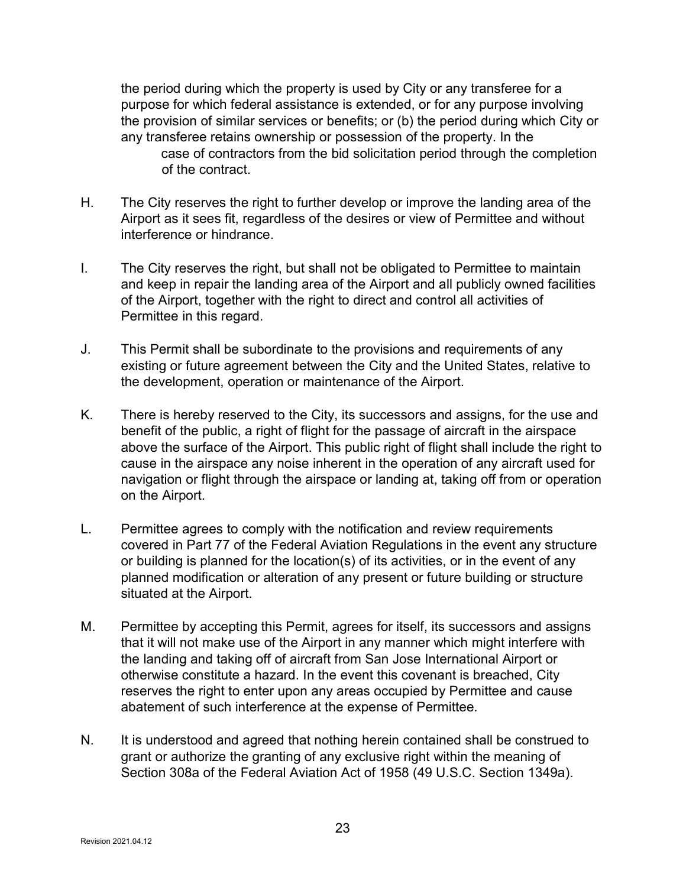the period during which the property is used by City or any transferee for a purpose for which federal assistance is extended, or for any purpose involving the provision of similar services or benefits; or (b) the period during which City or any transferee retains ownership or possession of the property. In the case of contractors from the bid solicitation period through the completion of the contract.

H. The City reserves the right to further develop or improve the landing area of the Airport as it sees fit, regardless of the desires or view of Permittee and without interference or hindrance.

I. The City reserves the right, but shall not be obligated to Permittee to maintain and keep in repair the landing area of the Airport and all publicly owned facilities of the Airport, together with the right to direct and control all activities of Permittee in this regard.

J. This Permit shall be subordinate to the provisions and requirements of any existing or future agreement between the City and the United States, relative to the development, operation or maintenance of the Airport.

K. There is hereby reserved to the City, its successors and assigns, for the use and benefit of the public, a right of flight for the passage of aircraft in the airspace above the surface of the Airport. This public right of flight shall include the right to cause in the airspace any noise inherent in the operation of any aircraft used for navigation or flight through the airspace or landing at, taking off from or operation on the Airport.

L. Permittee agrees to comply with the notification and review requirements covered in Part 77 of the Federal Aviation Regulations in the event any structure or building is planned for the location(s) of its activities, or in the event of any planned modification or alteration of any present or future building or structure situated at the Airport.

M. Permittee by accepting this Permit, agrees for itself, its successors and assigns that it will not make use of the Airport in any manner which might interfere with the landing and taking off of aircraft from San Jose International Airport or otherwise constitute a hazard. In the event this covenant is breached, City reserves the right to enter upon any areas occupied by Permittee and cause abatement of such interference at the expense of Permittee.

N. It is understood and agreed that nothing herein contained shall be construed to grant or authorize the granting of any exclusive right within the meaning of Section 308a of the Federal Aviation Act of 1958 (49 U.S.C. Section 1349a).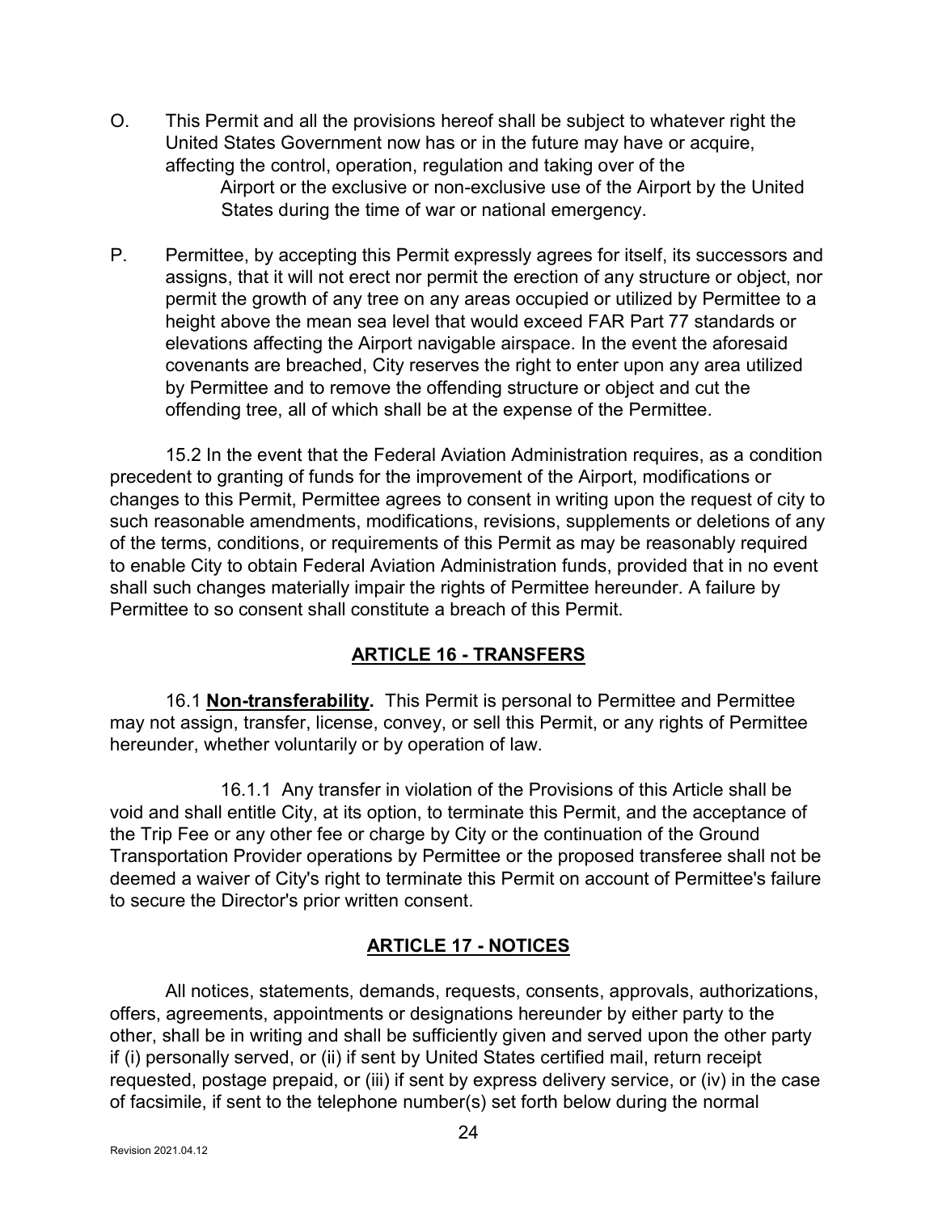O. This Permit and all the provisions hereof shall be subject to whatever right the United States Government now has or in the future may have or acquire, affecting the control, operation, regulation and taking over of the Airport or the exclusive or non-exclusive use of the Airport by the United States during the time of war or national emergency.

P. Permittee, by accepting this Permit expressly agrees for itself, its successors and assigns, that it will not erect nor permit the erection of any structure or object, nor permit the growth of any tree on any areas occupied or utilized by Permittee to a height above the mean sea level that would exceed FAR Part 77 standards or elevations affecting the Airport navigable airspace. In the event the aforesaid covenants are breached, City reserves the right to enter upon any area utilized by Permittee and to remove the offending structure or object and cut the offending tree, all of which shall be at the expense of the Permittee.

15.2 In the event that the Federal Aviation Administration requires, as a condition precedent to granting of funds for the improvement of the Airport, modifications or changes to this Permit, Permittee agrees to consent in writing upon the request of city to such reasonable amendments, modifications, revisions, supplements or deletions of any of the terms, conditions, or requirements of this Permit as may be reasonably required to enable City to obtain Federal Aviation Administration funds, provided that in no event shall such changes materially impair the rights of Permittee hereunder. A failure by Permittee to so consent shall constitute a breach of this Permit.

## ARTICLE 16 - TRANSFERS

16.1 **Non-transferability.** This Permit is personal to Permittee and Permittee may not assign, transfer, license, convey, or sell this Permit, or any rights of Permittee hereunder, whether voluntarily or by operation of law.

16.1.1 Any transfer in violation of the Provisions of this Article shall be void and shall entitle City, at its option, to terminate this Permit, and the acceptance of the Trip Fee or any other fee or charge by City or the continuation of the Ground Transportation Provider operations by Permittee or the proposed transferee shall not be deemed a waiver of City's right to terminate this Permit on account of Permittee's failure to secure the Director's prior written consent.

## ARTICLE 17 - NOTICES

All notices, statements, demands, requests, consents, approvals, authorizations, offers, agreements, appointments or designations hereunder by either party to the other, shall be in writing and shall be sufficiently given and served upon the other party if (i) personally served, or (ii) if sent by United States certified mail, return receipt requested, postage prepaid, or (iii) if sent by express delivery service, or (iv) in the case of facsimile, if sent to the telephone number(s) set forth below during the normal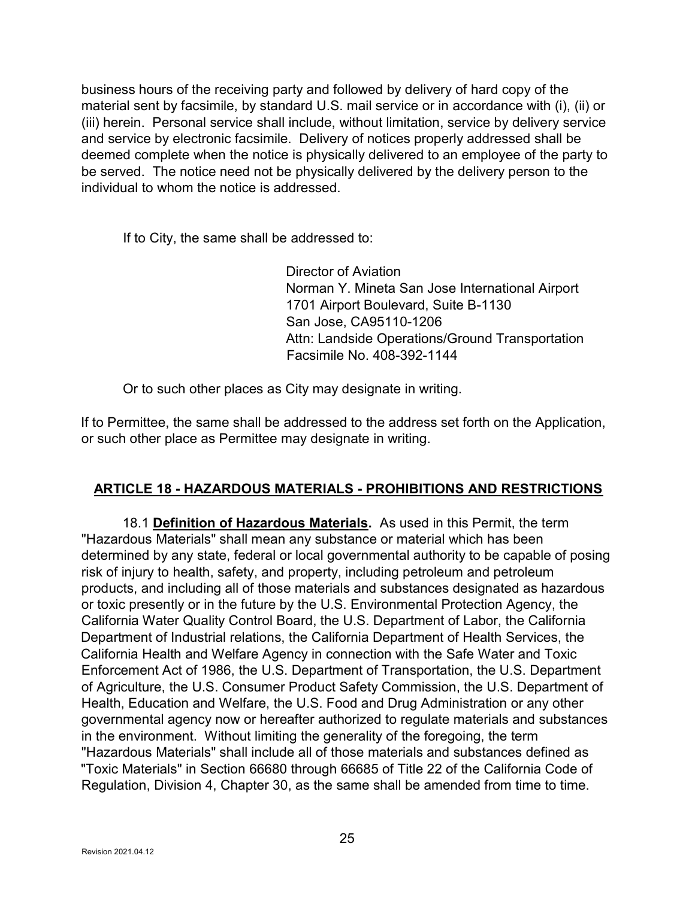business hours of the receiving party and followed by delivery of hard copy of the material sent by facsimile, by standard U.S. mail service or in accordance with (i), (ii) or (iii) herein. Personal service shall include, without limitation, service by delivery service and service by electronic facsimile. Delivery of notices properly addressed shall be deemed complete when the notice is physically delivered to an employee of the party to be served. The notice need not be physically delivered by the delivery person to the individual to whom the notice is addressed.

If to City, the same shall be addressed to:

Director of Aviation
Norman Y. Mineta San Jose International Airport
1701 Airport Boulevard, Suite B-1130
San Jose, CA95110-1206
Attn: Landside Operations/Ground Transportation
Facsimile No. 408-392-1144

Or to such other places as City may designate in writing.

If to Permittee, the same shall be addressed to the address set forth on the Application, or such other place as Permittee may designate in writing.

## ARTICLE 18 - HAZARDOUS MATERIALS - PROHIBITIONS AND RESTRICTIONS

18.1 **Definition of Hazardous Materials.** As used in this Permit, the term "Hazardous Materials" shall mean any substance or material which has been determined by any state, federal or local governmental authority to be capable of posing risk of injury to health, safety, and property, including petroleum and petroleum products, and including all of those materials and substances designated as hazardous or toxic presently or in the future by the U.S. Environmental Protection Agency, the California Water Quality Control Board, the U.S. Department of Labor, the California Department of Industrial relations, the California Department of Health Services, the California Health and Welfare Agency in connection with the Safe Water and Toxic Enforcement Act of 1986, the U.S. Department of Transportation, the U.S. Department of Agriculture, the U.S. Consumer Product Safety Commission, the U.S. Department of Health, Education and Welfare, the U.S. Food and Drug Administration or any other governmental agency now or hereafter authorized to regulate materials and substances in the environment. Without limiting the generality of the foregoing, the term "Hazardous Materials" shall include all of those materials and substances defined as "Toxic Materials" in Section 66680 through 66685 of Title 22 of the California Code of Regulation, Division 4, Chapter 30, as the same shall be amended from time to time.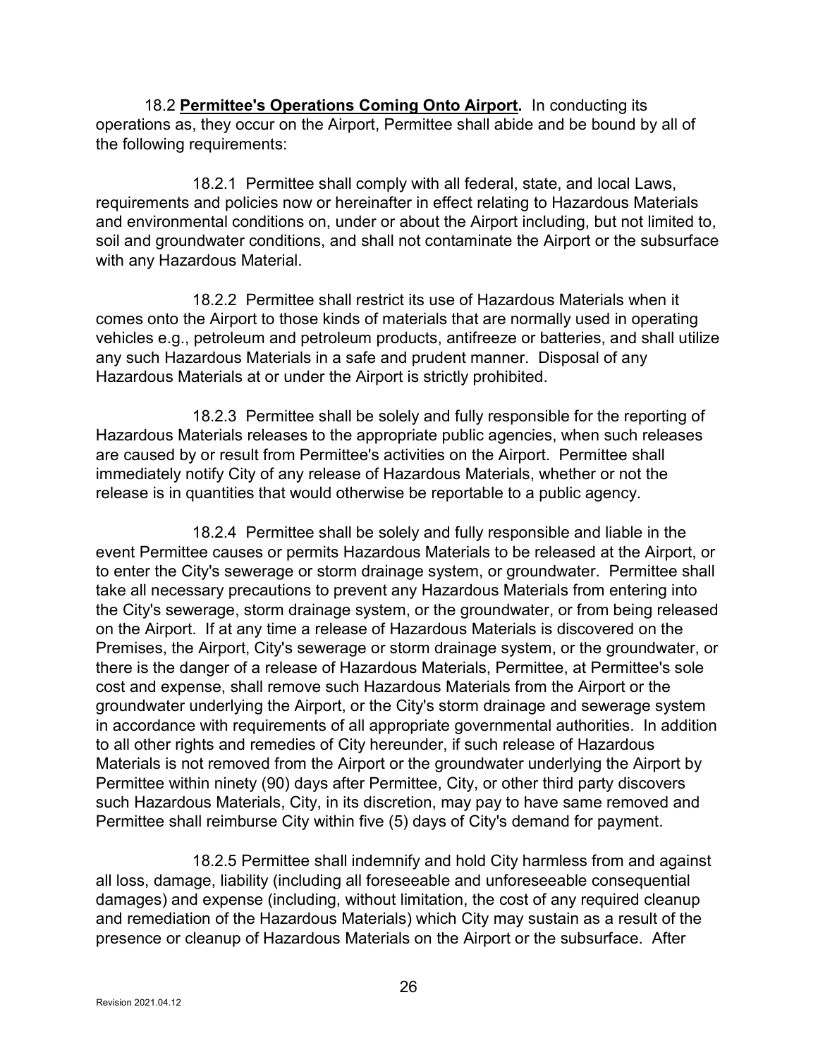18.2 **Permittee's Operations Coming Onto Airport.** In conducting its operations as, they occur on the Airport, Permittee shall abide and be bound by all of the following requirements:

18.2.1 Permittee shall comply with all federal, state, and local Laws, requirements and policies now or hereinafter in effect relating to Hazardous Materials and environmental conditions on, under or about the Airport including, but not limited to, soil and groundwater conditions, and shall not contaminate the Airport or the subsurface with any Hazardous Material.

18.2.2 Permittee shall restrict its use of Hazardous Materials when it comes onto the Airport to those kinds of materials that are normally used in operating vehicles e.g., petroleum and petroleum products, antifreeze or batteries, and shall utilize any such Hazardous Materials in a safe and prudent manner. Disposal of any Hazardous Materials at or under the Airport is strictly prohibited.

18.2.3 Permittee shall be solely and fully responsible for the reporting of Hazardous Materials releases to the appropriate public agencies, when such releases are caused by or result from Permittee's activities on the Airport. Permittee shall immediately notify City of any release of Hazardous Materials, whether or not the release is in quantities that would otherwise be reportable to a public agency.

18.2.4 Permittee shall be solely and fully responsible and liable in the event Permittee causes or permits Hazardous Materials to be released at the Airport, or to enter the City's sewerage or storm drainage system, or groundwater. Permittee shall take all necessary precautions to prevent any Hazardous Materials from entering into the City's sewerage, storm drainage system, or the groundwater, or from being released on the Airport. If at any time a release of Hazardous Materials is discovered on the Premises, the Airport, City's sewerage or storm drainage system, or the groundwater, or there is the danger of a release of Hazardous Materials, Permittee, at Permittee's sole cost and expense, shall remove such Hazardous Materials from the Airport or the groundwater underlying the Airport, or the City's storm drainage and sewerage system in accordance with requirements of all appropriate governmental authorities. In addition to all other rights and remedies of City hereunder, if such release of Hazardous Materials is not removed from the Airport or the groundwater underlying the Airport by Permittee within ninety (90) days after Permittee, City, or other third party discovers such Hazardous Materials, City, in its discretion, may pay to have same removed and Permittee shall reimburse City within five (5) days of City's demand for payment.

18.2.5 Permittee shall indemnify and hold City harmless from and against all loss, damage, liability (including all foreseeable and unforeseeable consequential damages) and expense (including, without limitation, the cost of any required cleanup and remediation of the Hazardous Materials) which City may sustain as a result of the presence or cleanup of Hazardous Materials on the Airport or the subsurface. After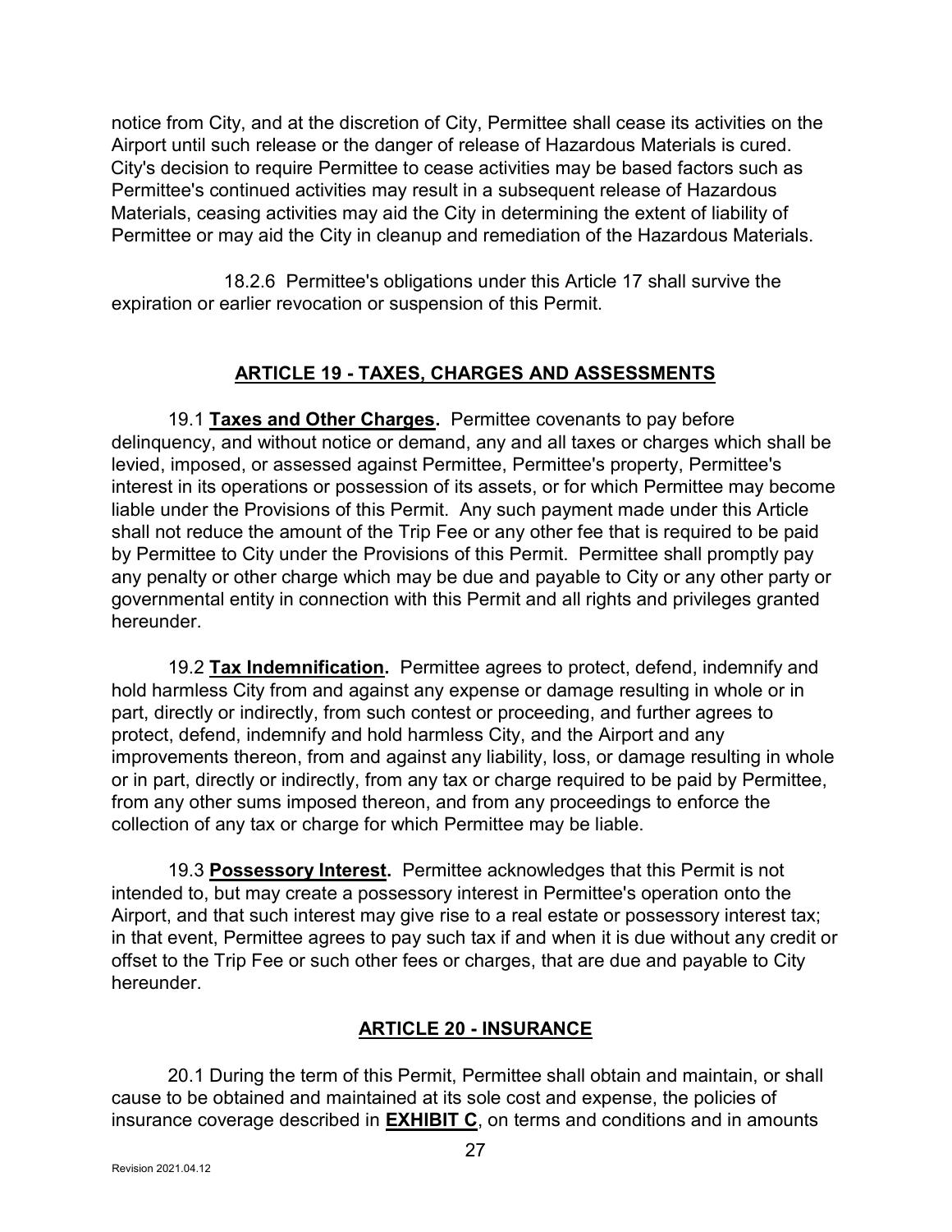notice from City, and at the discretion of City, Permittee shall cease its activities on the Airport until such release or the danger of release of Hazardous Materials is cured. City's decision to require Permittee to cease activities may be based factors such as Permittee's continued activities may result in a subsequent release of Hazardous Materials, ceasing activities may aid the City in determining the extent of liability of Permittee or may aid the City in cleanup and remediation of the Hazardous Materials.

18.2.6 Permittee's obligations under this Article 17 shall survive the expiration or earlier revocation or suspension of this Permit.

## ARTICLE 19 - TAXES, CHARGES AND ASSESSMENTS

19.1 **Taxes and Other Charges.** Permittee covenants to pay before delinquency, and without notice or demand, any and all taxes or charges which shall be levied, imposed, or assessed against Permittee, Permittee's property, Permittee's interest in its operations or possession of its assets, or for which Permittee may become liable under the Provisions of this Permit. Any such payment made under this Article shall not reduce the amount of the Trip Fee or any other fee that is required to be paid by Permittee to City under the Provisions of this Permit. Permittee shall promptly pay any penalty or other charge which may be due and payable to City or any other party or governmental entity in connection with this Permit and all rights and privileges granted hereunder.

19.2 **Tax Indemnification.** Permittee agrees to protect, defend, indemnify and hold harmless City from and against any expense or damage resulting in whole or in part, directly or indirectly, from such contest or proceeding, and further agrees to protect, defend, indemnify and hold harmless City, and the Airport and any improvements thereon, from and against any liability, loss, or damage resulting in whole or in part, directly or indirectly, from any tax or charge required to be paid by Permittee, from any other sums imposed thereon, and from any proceedings to enforce the collection of any tax or charge for which Permittee may be liable.

19.3 **Possessory Interest.** Permittee acknowledges that this Permit is not intended to, but may create a possessory interest in Permittee's operation onto the Airport, and that such interest may give rise to a real estate or possessory interest tax; in that event, Permittee agrees to pay such tax if and when it is due without any credit or offset to the Trip Fee or such other fees or charges, that are due and payable to City hereunder.

## ARTICLE 20 - INSURANCE

20.1 During the term of this Permit, Permittee shall obtain and maintain, or shall cause to be obtained and maintained at its sole cost and expense, the policies of insurance coverage described in **EXHIBIT C**, on terms and conditions and in amounts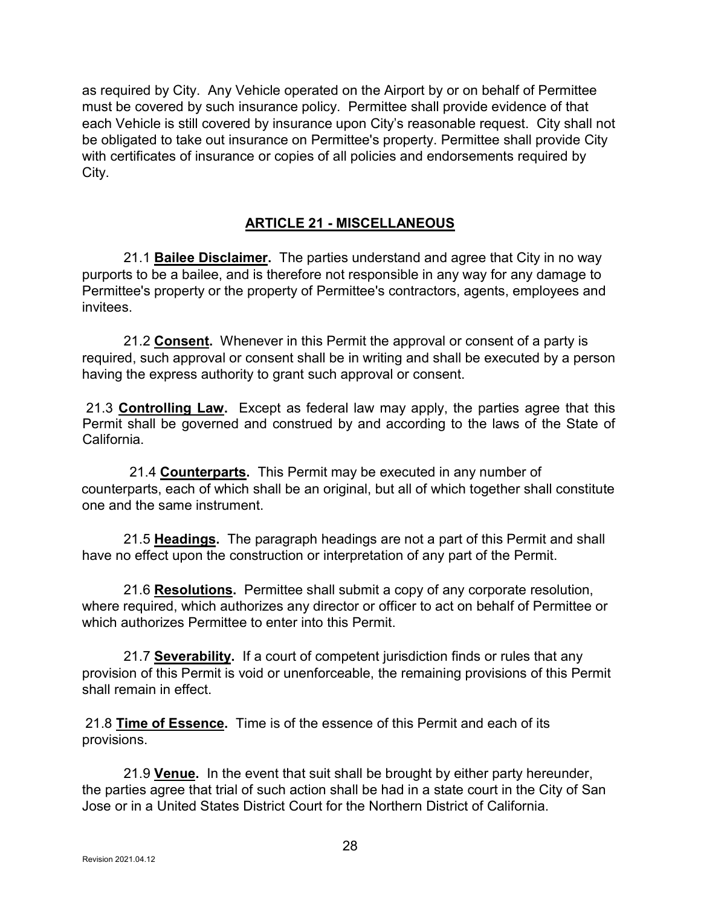as required by City. Any Vehicle operated on the Airport by or on behalf of Permittee must be covered by such insurance policy. Permittee shall provide evidence of that each Vehicle is still covered by insurance upon City's reasonable request. City shall not be obligated to take out insurance on Permittee's property. Permittee shall provide City with certificates of insurance or copies of all policies and endorsements required by City.

## ARTICLE 21 - MISCELLANEOUS

21.1 **Bailee Disclaimer.** The parties understand and agree that City in no way purports to be a bailee, and is therefore not responsible in any way for any damage to Permittee's property or the property of Permittee's contractors, agents, employees and invitees.

21.2 **Consent.** Whenever in this Permit the approval or consent of a party is required, such approval or consent shall be in writing and shall be executed by a person having the express authority to grant such approval or consent.

21.3 **Controlling Law.** Except as federal law may apply, the parties agree that this Permit shall be governed and construed by and according to the laws of the State of California.

21.4 **Counterparts.** This Permit may be executed in any number of counterparts, each of which shall be an original, but all of which together shall constitute one and the same instrument.

21.5 **Headings.** The paragraph headings are not a part of this Permit and shall have no effect upon the construction or interpretation of any part of the Permit.

21.6 **Resolutions.** Permittee shall submit a copy of any corporate resolution, where required, which authorizes any director or officer to act on behalf of Permittee or which authorizes Permittee to enter into this Permit.

21.7 **Severability.** If a court of competent jurisdiction finds or rules that any provision of this Permit is void or unenforceable, the remaining provisions of this Permit shall remain in effect.

21.8 **Time of Essence.** Time is of the essence of this Permit and each of its provisions.

21.9 **Venue.** In the event that suit shall be brought by either party hereunder, the parties agree that trial of such action shall be had in a state court in the City of San Jose or in a United States District Court for the Northern District of California.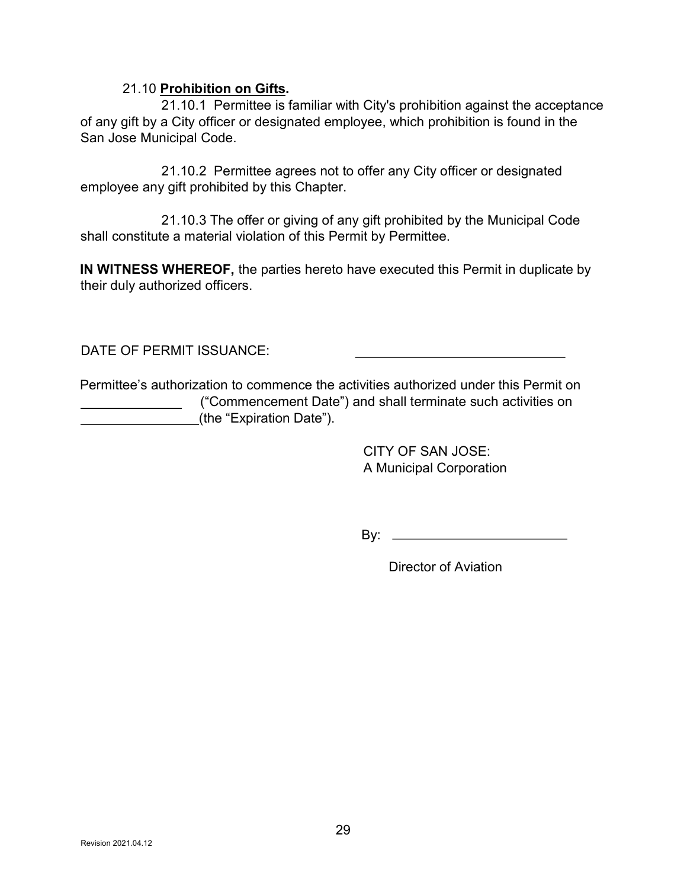21.10 **Prohibition on Gifts.**

21.10.1 Permittee is familiar with City's prohibition against the acceptance of any gift by a City officer or designated employee, which prohibition is found in the San Jose Municipal Code.

21.10.2 Permittee agrees not to offer any City officer or designated employee any gift prohibited by this Chapter.

21.10.3 The offer or giving of any gift prohibited by the Municipal Code shall constitute a material violation of this Permit by Permittee.

**IN WITNESS WHEREOF,** the parties hereto have executed this Permit in duplicate by their duly authorized officers.

DATE OF PERMIT ISSUANCE: ____________________________

Permittee's authorization to commence the activities authorized under this Permit on ______________ ("Commencement Date") and shall terminate such activities on ________________(the "Expiration Date").

CITY OF SAN JOSE:
A Municipal Corporation

By: ________________________

Director of Aviation

Revision 2021.04.12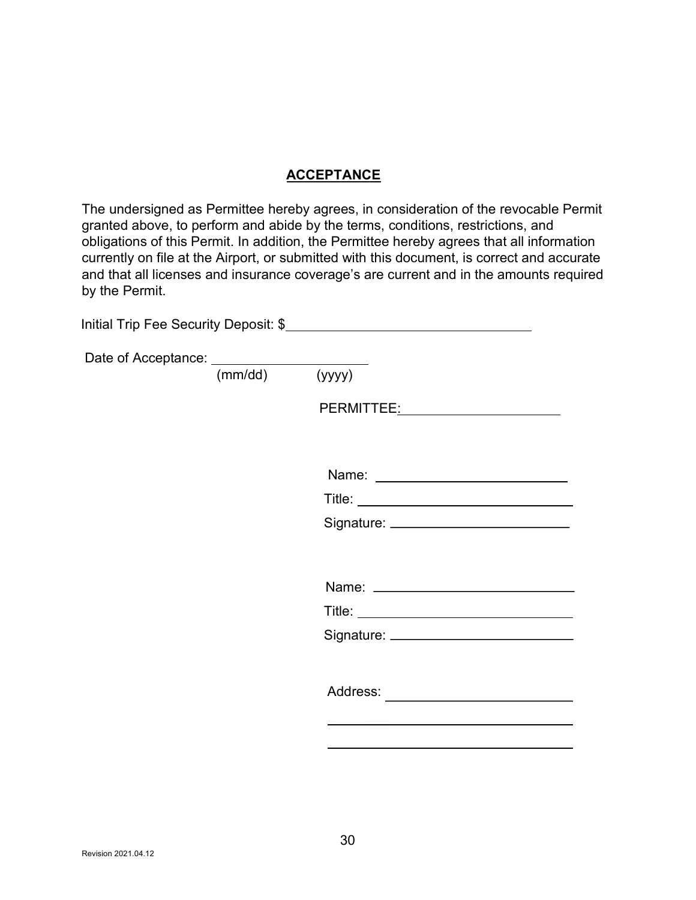## ACCEPTANCE

The undersigned as Permittee hereby agrees, in consideration of the revocable Permit granted above, to perform and abide by the terms, conditions, restrictions, and obligations of this Permit. In addition, the Permittee hereby agrees that all information currently on file at the Airport, or submitted with this document, is correct and accurate and that all licenses and insurance coverage's are current and in the amounts required by the Permit.

Initial Trip Fee Security Deposit: $________________________________

Date of Acceptance: ____________________
(mm/dd) (yyyy)

PERMITTEE: ____________________

Name: ________________________

Title: ________________________

Signature: ________________________

Name: ________________________

Title: ________________________

Signature: ________________________

Address: ________________________

________________________________

________________________________

Revision 2021.04.12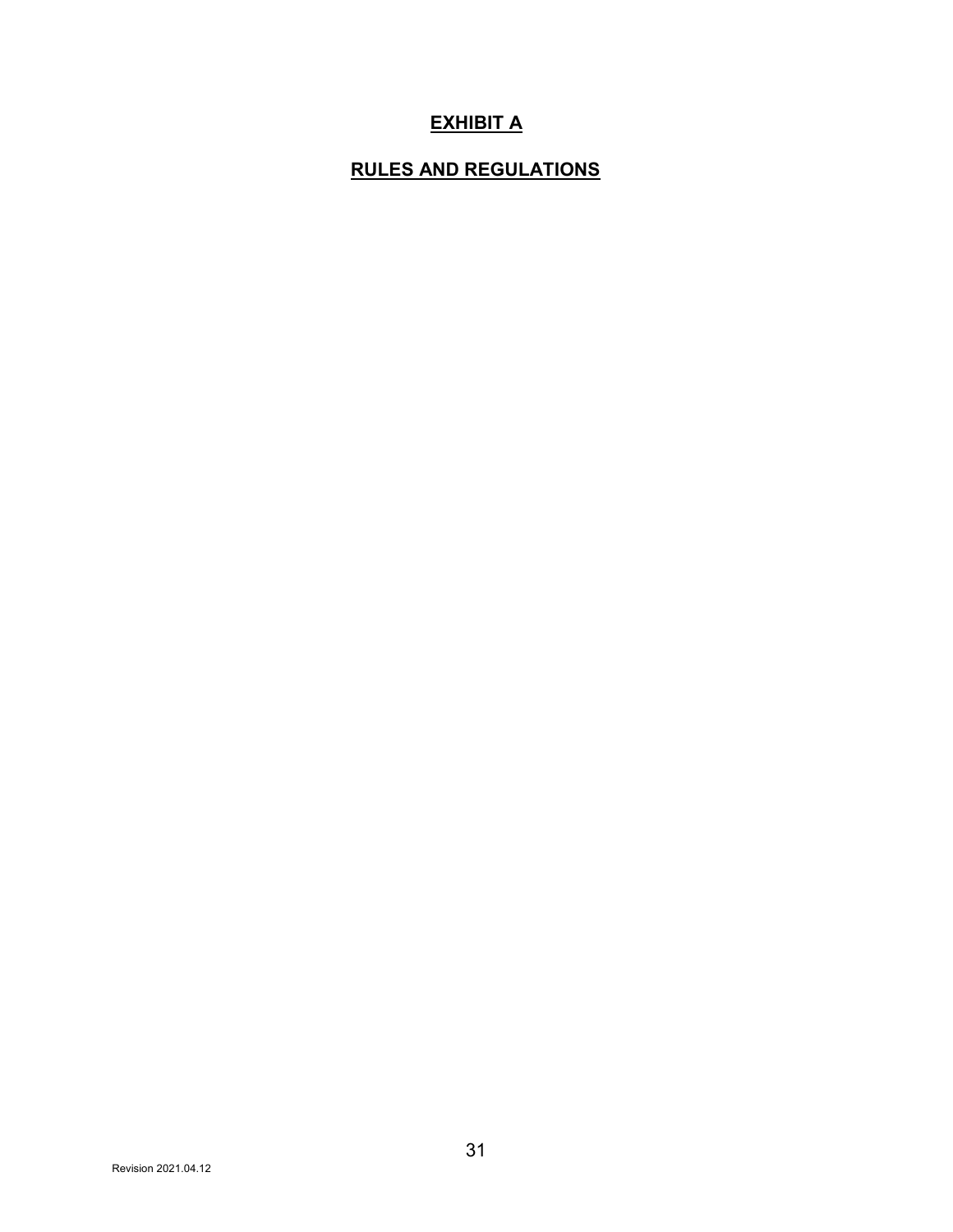# EXHIBIT A

# RULES AND REGULATIONS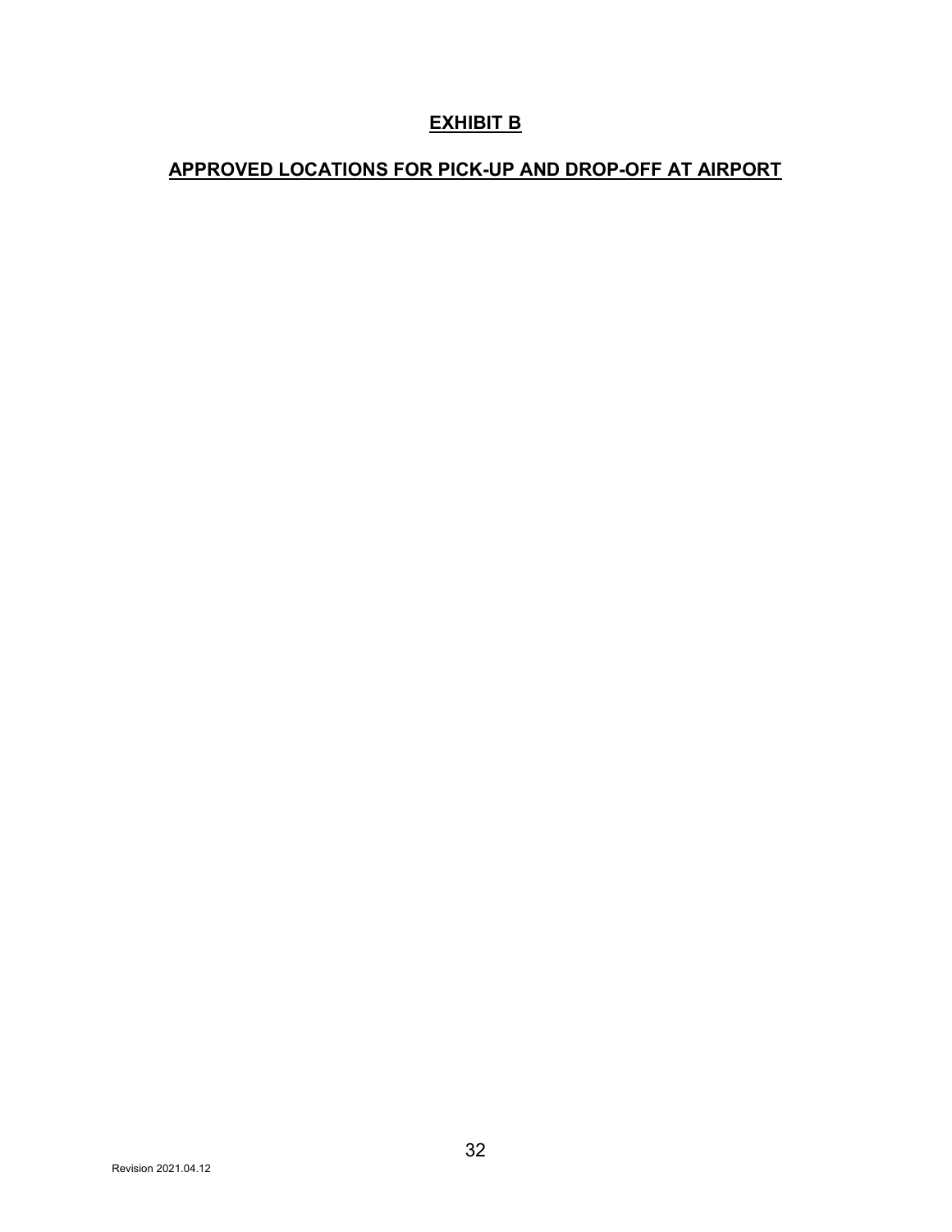# EXHIBIT B

## APPROVED LOCATIONS FOR PICK-UP AND DROP-OFF AT AIRPORT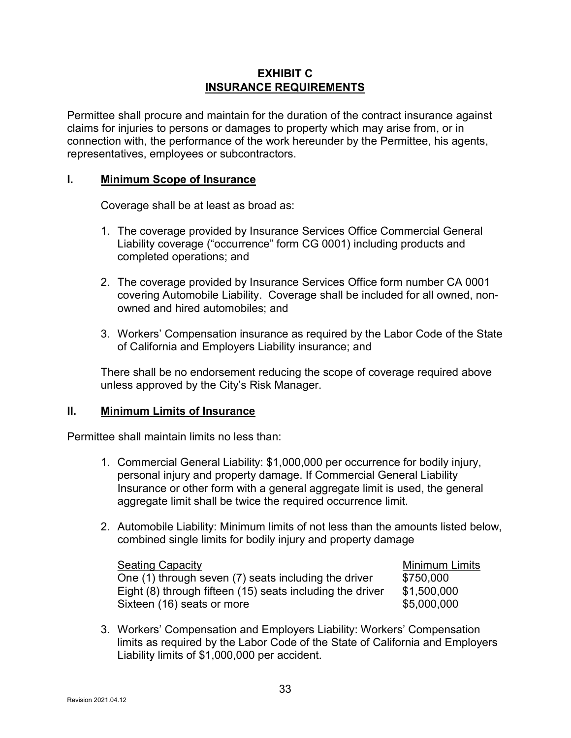## EXHIBIT C
## INSURANCE REQUIREMENTS

Permittee shall procure and maintain for the duration of the contract insurance against claims for injuries to persons or damages to property which may arise from, or in connection with, the performance of the work hereunder by the Permittee, his agents, representatives, employees or subcontractors.

### I. Minimum Scope of Insurance

Coverage shall be at least as broad as:

1. The coverage provided by Insurance Services Office Commercial General Liability coverage ("occurrence" form CG 0001) including products and completed operations; and

2. The coverage provided by Insurance Services Office form number CA 0001 covering Automobile Liability. Coverage shall be included for all owned, non-owned and hired automobiles; and

3. Workers' Compensation insurance as required by the Labor Code of the State of California and Employers Liability insurance; and

There shall be no endorsement reducing the scope of coverage required above unless approved by the City's Risk Manager.

### II. Minimum Limits of Insurance

Permittee shall maintain limits no less than:

1. Commercial General Liability: $1,000,000 per occurrence for bodily injury, personal injury and property damage. If Commercial General Liability Insurance or other form with a general aggregate limit is used, the general aggregate limit shall be twice the required occurrence limit.

2. Automobile Liability: Minimum limits of not less than the amounts listed below, combined single limits for bodily injury and property damage

| Seating Capacity | Minimum Limits |
|---|---|
| One (1) through seven (7) seats including the driver | $750,000 |
| Eight (8) through fifteen (15) seats including the driver | $1,500,000 |
| Sixteen (16) seats or more | $5,000,000 |

3. Workers' Compensation and Employers Liability: Workers' Compensation limits as required by the Labor Code of the State of California and Employers Liability limits of $1,000,000 per accident.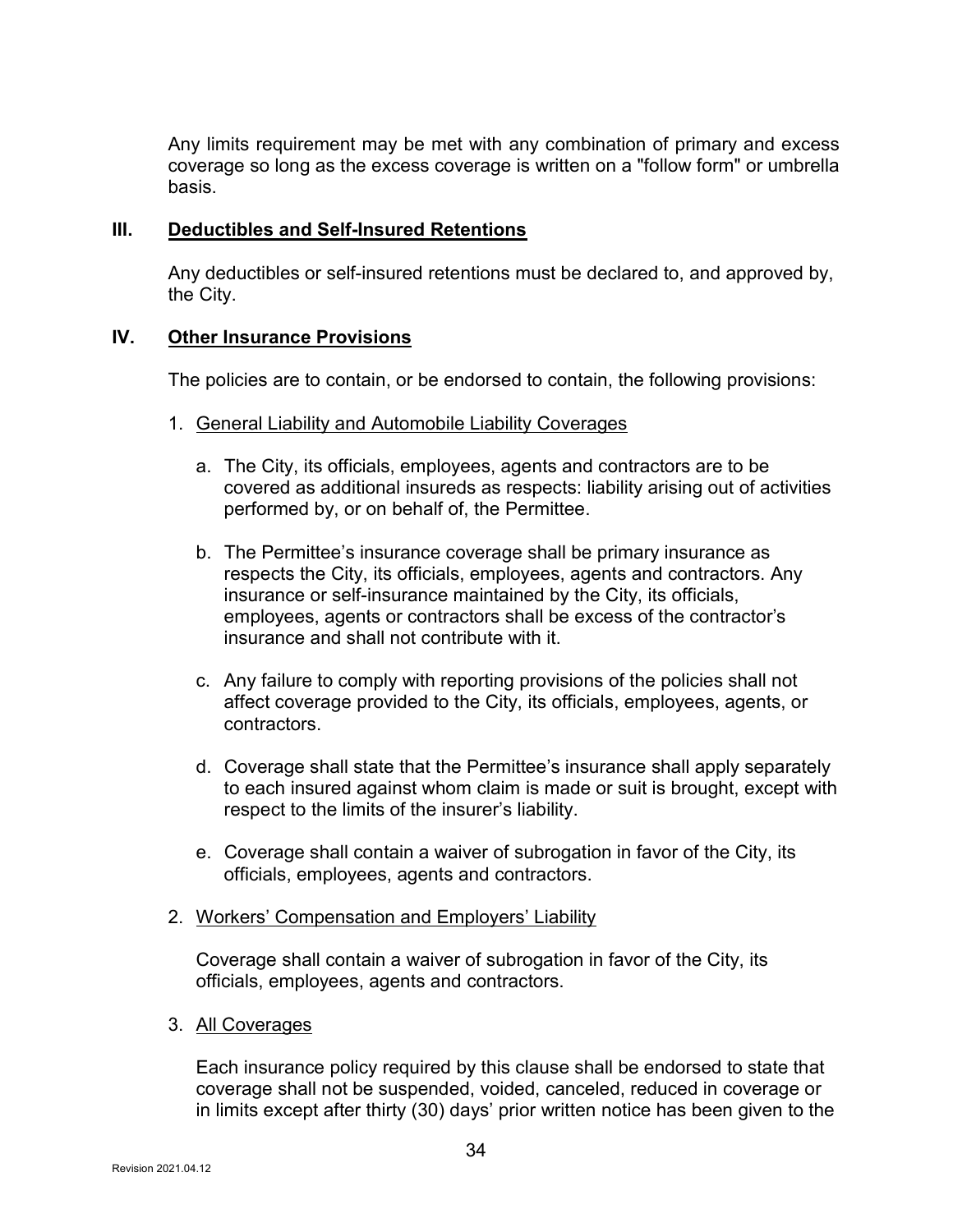Any limits requirement may be met with any combination of primary and excess coverage so long as the excess coverage is written on a "follow form" or umbrella basis.

## III. Deductibles and Self-Insured Retentions

Any deductibles or self-insured retentions must be declared to, and approved by, the City.

## IV. Other Insurance Provisions

The policies are to contain, or be endorsed to contain, the following provisions:

1. General Liability and Automobile Liability Coverages

   a. The City, its officials, employees, agents and contractors are to be covered as additional insureds as respects: liability arising out of activities performed by, or on behalf of, the Permittee.

   b. The Permittee's insurance coverage shall be primary insurance as respects the City, its officials, employees, agents and contractors. Any insurance or self-insurance maintained by the City, its officials, employees, agents or contractors shall be excess of the contractor's insurance and shall not contribute with it.

   c. Any failure to comply with reporting provisions of the policies shall not affect coverage provided to the City, its officials, employees, agents, or contractors.

   d. Coverage shall state that the Permittee's insurance shall apply separately to each insured against whom claim is made or suit is brought, except with respect to the limits of the insurer's liability.

   e. Coverage shall contain a waiver of subrogation in favor of the City, its officials, employees, agents and contractors.

2. Workers' Compensation and Employers' Liability

   Coverage shall contain a waiver of subrogation in favor of the City, its officials, employees, agents and contractors.

3. All Coverages

   Each insurance policy required by this clause shall be endorsed to state that coverage shall not be suspended, voided, canceled, reduced in coverage or in limits except after thirty (30) days' prior written notice has been given to the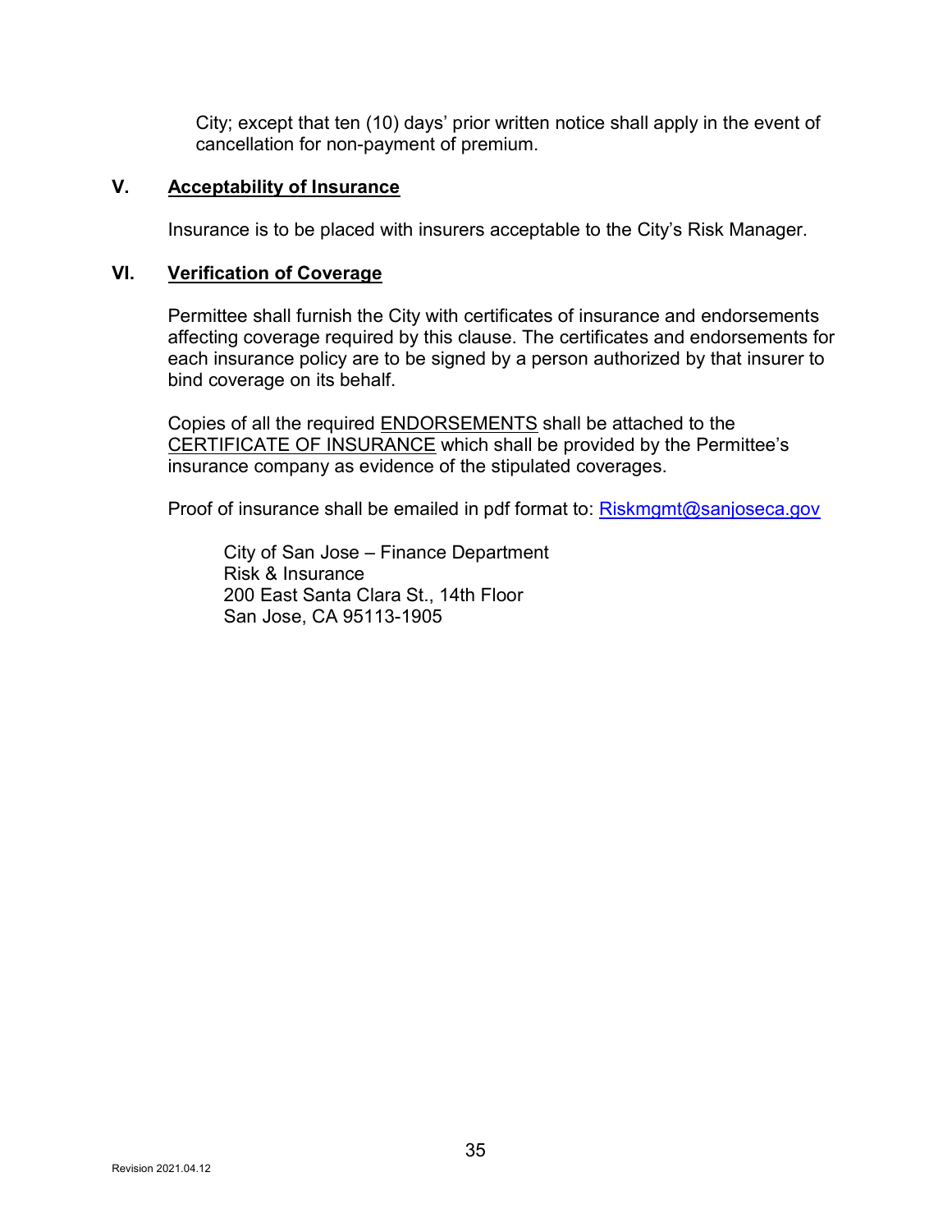City; except that ten (10) days' prior written notice shall apply in the event of cancellation for non-payment of premium.

## V. Acceptability of Insurance

Insurance is to be placed with insurers acceptable to the City's Risk Manager.

## VI. Verification of Coverage

Permittee shall furnish the City with certificates of insurance and endorsements affecting coverage required by this clause. The certificates and endorsements for each insurance policy are to be signed by a person authorized by that insurer to bind coverage on its behalf.

Copies of all the required ENDORSEMENTS shall be attached to the CERTIFICATE OF INSURANCE which shall be provided by the Permittee's insurance company as evidence of the stipulated coverages.

Proof of insurance shall be emailed in pdf format to: Riskmgmt@sanjoseca.gov

City of San Jose – Finance Department
Risk & Insurance
200 East Santa Clara St., 14th Floor
San Jose, CA 95113-1905

Revision 2021.04.12